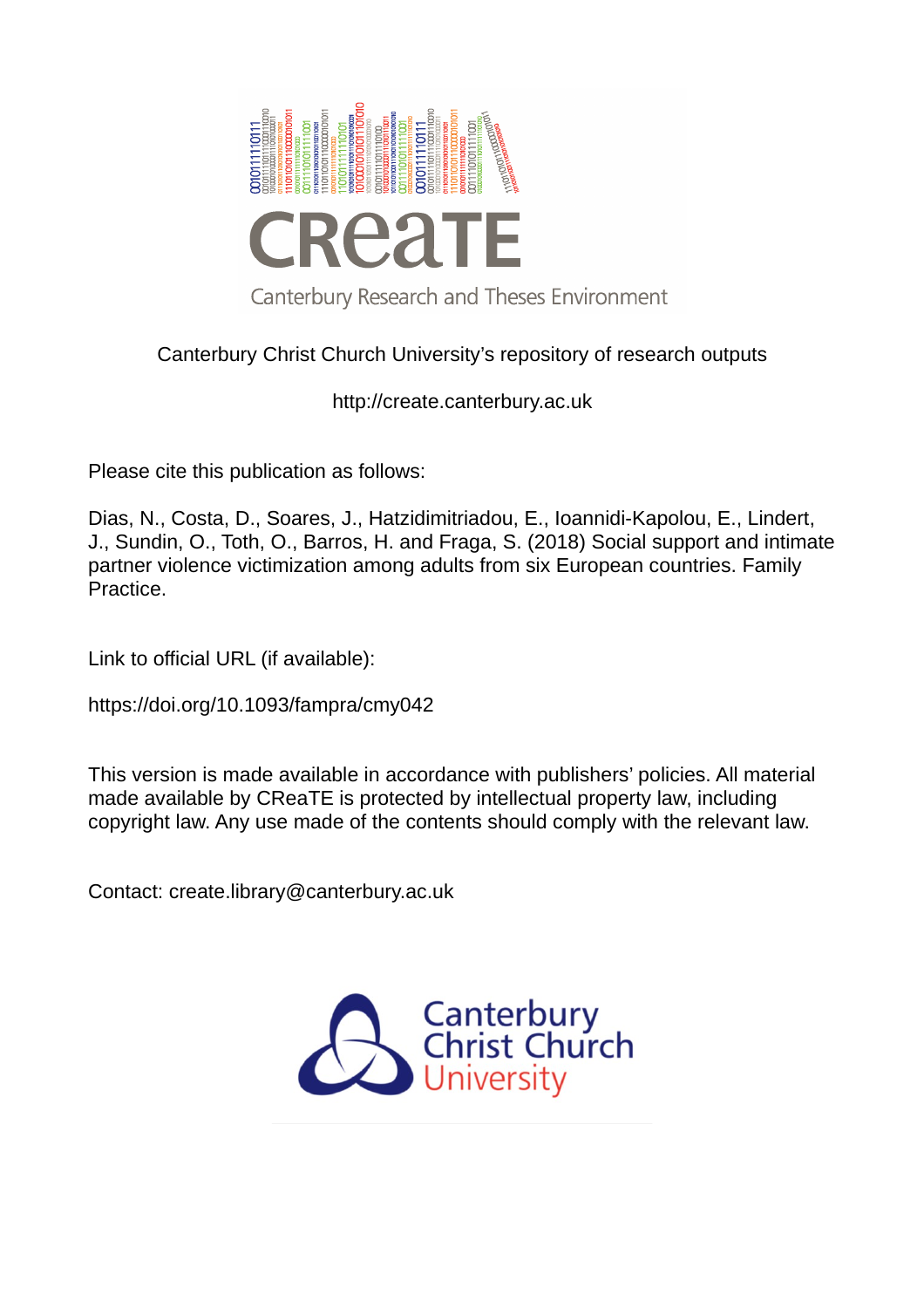Canterbury Christ Church University's repository of research outputs

http://create.canterbury.ac.uk

Please cite this publication as follows:

Dias, N., Costa, D., Soares, J., Hatzidimitriadou, E., Ioannidi-Kapolou, E., Lindert, J., Sundin, O., Toth, O., Barros, H. and Fraga, S. (2018) Social support and intimate partner violence victimization among adults from six European countries. Family Practice.

Link to official URL (if available):

https://doi.org/10.1093/fampra/cmy042

This version is made available in accordance with publishers' policies. All material made available by CReaTE is protected by intellectual property law, including copyright law. Any use made of the contents should comply with the relevant law.

Contact: create.library@canterbury.ac.uk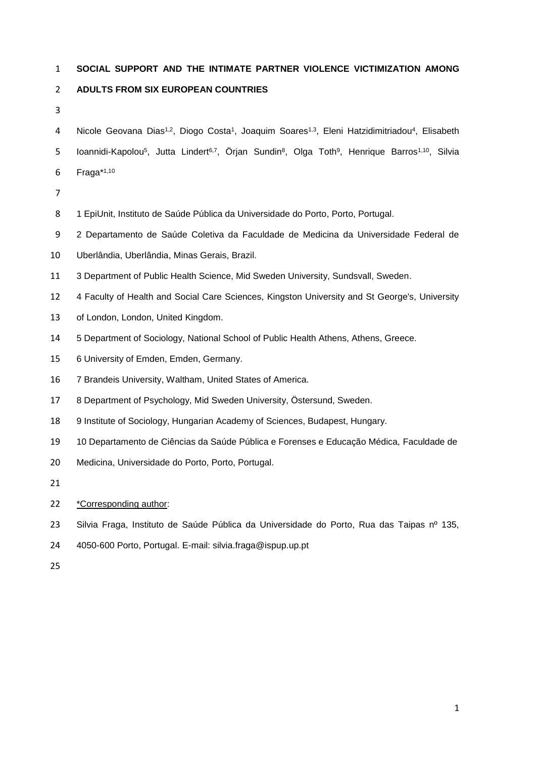# SOCIAL SUPPORT AND THE INTIMATE PARTNER VIOLENCE VICTIMIZATION AMONG ADULTS FROM SIX EUROPEAN COUNTRIES

Nicole Geovana Dias[1,2], Diogo Costa[1], Joaquim Soares[1,3], Eleni Hatzidimitriadou[4], Elisabeth Ioannidi-Kapolou[5], Jutta Lindert[6,7], Örjan Sundin[8], Olga Toth[9], Henrique Barros[1,10], Silvia Fraga*[1,10]

1 EpiUnit, Instituto de Saúde Pública da Universidade do Porto, Porto, Portugal.

2 Departamento de Saúde Coletiva da Faculdade de Medicina da Universidade Federal de Uberlândia, Uberlândia, Minas Gerais, Brazil.

3 Department of Public Health Science, Mid Sweden University, Sundsvall, Sweden.

4 Faculty of Health and Social Care Sciences, Kingston University and St George's, University of London, London, United Kingdom.

5 Department of Sociology, National School of Public Health Athens, Athens, Greece.

6 University of Emden, Emden, Germany.

7 Brandeis University, Waltham, United States of America.

8 Department of Psychology, Mid Sweden University, Östersund, Sweden.

9 Institute of Sociology, Hungarian Academy of Sciences, Budapest, Hungary.

10 Departamento de Ciências da Saúde Pública e Forenses e Educação Médica, Faculdade de Medicina, Universidade do Porto, Porto, Portugal.

*Corresponding author:

Silvia Fraga, Instituto de Saúde Pública da Universidade do Porto, Rua das Taipas nº 135, 4050-600 Porto, Portugal. E-mail: silvia.fraga@ispup.up.pt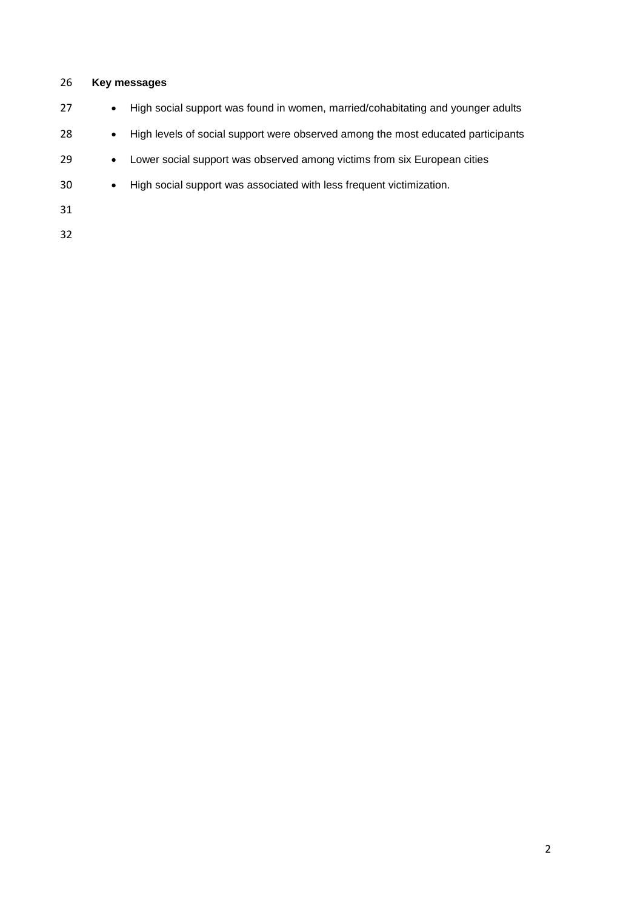**Key messages**

- High social support was found in women, married/cohabitating and younger adults
- High levels of social support were observed among the most educated participants
- Lower social support was observed among victims from six European cities
- High social support was associated with less frequent victimization.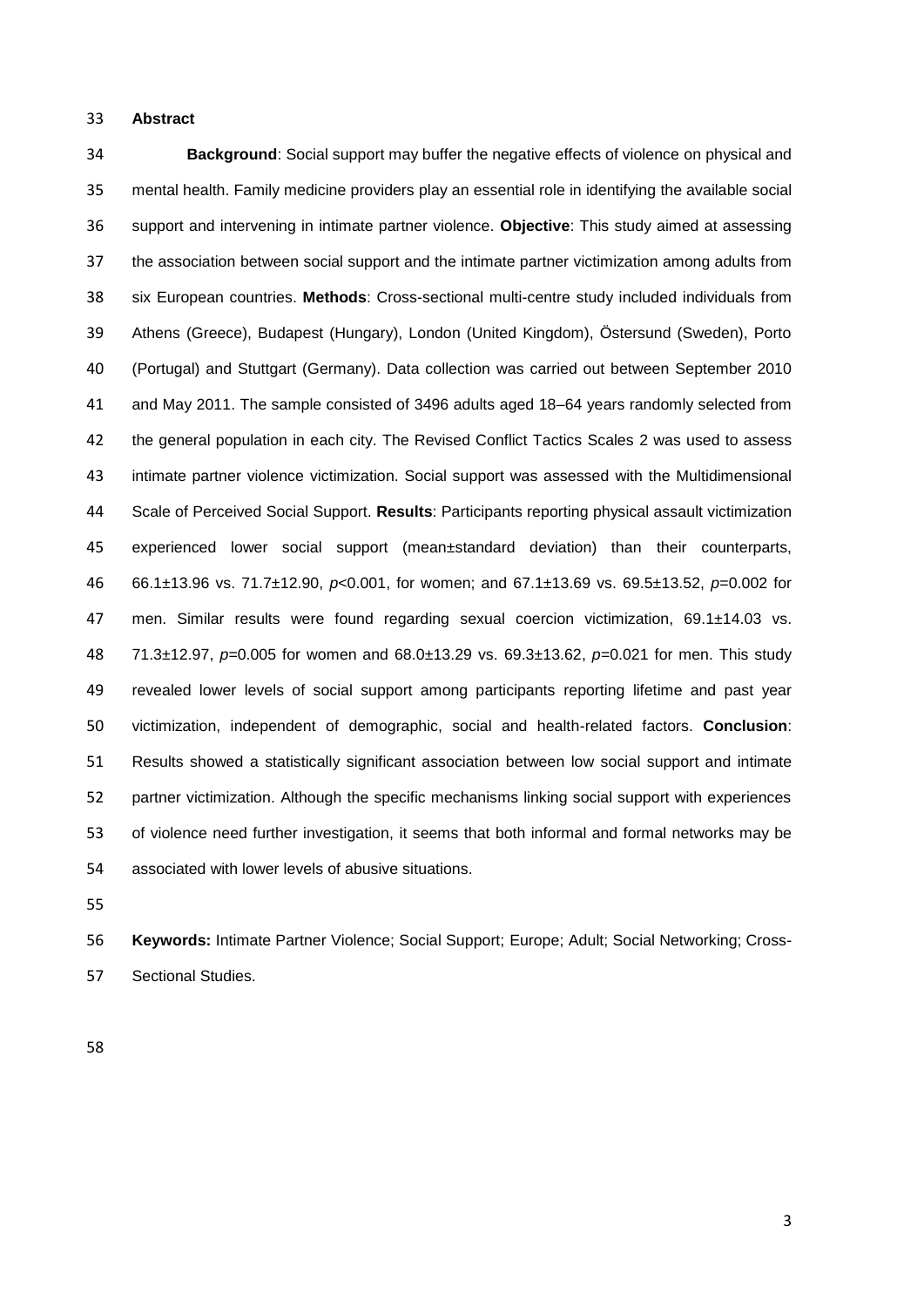## Abstract

**Background**: Social support may buffer the negative effects of violence on physical and mental health. Family medicine providers play an essential role in identifying the available social support and intervening in intimate partner violence. **Objective**: This study aimed at assessing the association between social support and the intimate partner victimization among adults from six European countries. **Methods**: Cross-sectional multi-centre study included individuals from Athens (Greece), Budapest (Hungary), London (United Kingdom), Östersund (Sweden), Porto (Portugal) and Stuttgart (Germany). Data collection was carried out between September 2010 and May 2011. The sample consisted of 3496 adults aged 18–64 years randomly selected from the general population in each city. The Revised Conflict Tactics Scales 2 was used to assess intimate partner violence victimization. Social support was assessed with the Multidimensional Scale of Perceived Social Support. **Results**: Participants reporting physical assault victimization experienced lower social support (mean±standard deviation) than their counterparts, 66.1±13.96 vs. 71.7±12.90, $p<0.001$, for women; and 67.1±13.69 vs. 69.5±13.52, $p=0.002$ for men. Similar results were found regarding sexual coercion victimization, 69.1±14.03 vs. 71.3±12.97, $p=0.005$ for women and 68.0±13.29 vs. 69.3±13.62, $p=0.021$ for men. This study revealed lower levels of social support among participants reporting lifetime and past year victimization, independent of demographic, social and health-related factors. **Conclusion**: Results showed a statistically significant association between low social support and intimate partner victimization. Although the specific mechanisms linking social support with experiences of violence need further investigation, it seems that both informal and formal networks may be associated with lower levels of abusive situations.

**Keywords:** Intimate Partner Violence; Social Support; Europe; Adult; Social Networking; Cross-Sectional Studies.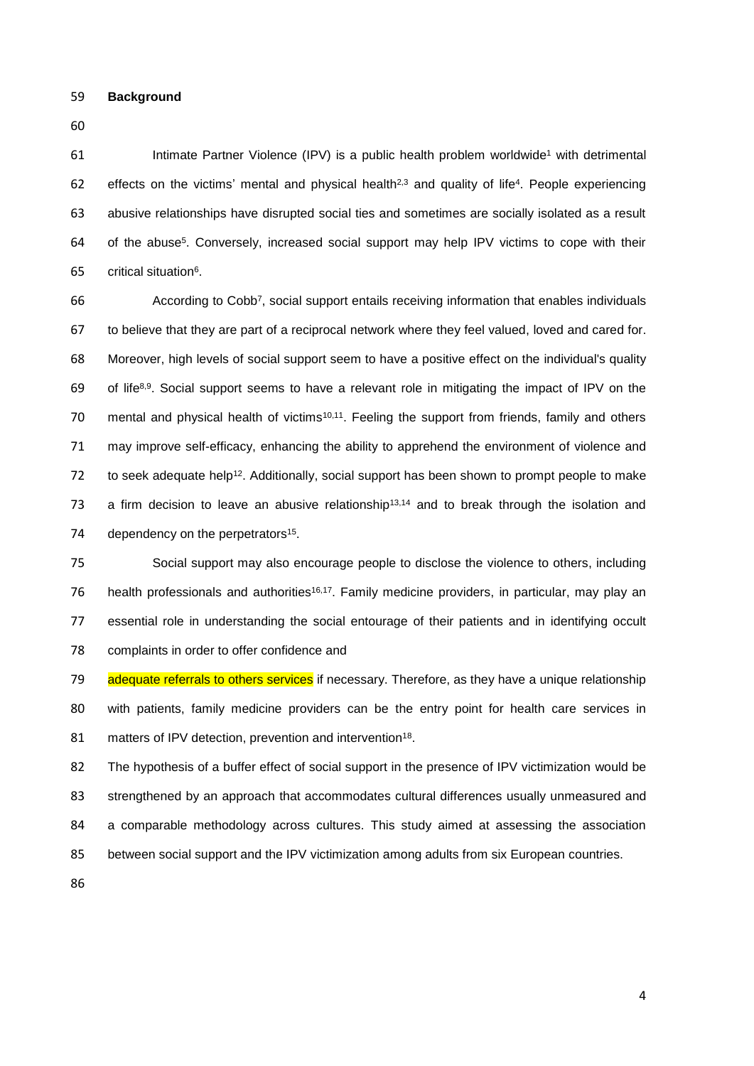## Background

Intimate Partner Violence (IPV) is a public health problem worldwide[1] with detrimental effects on the victims' mental and physical health[2,3] and quality of life[4]. People experiencing abusive relationships have disrupted social ties and sometimes are socially isolated as a result of the abuse[5]. Conversely, increased social support may help IPV victims to cope with their critical situation[6].

According to Cobb[7], social support entails receiving information that enables individuals to believe that they are part of a reciprocal network where they feel valued, loved and cared for. Moreover, high levels of social support seem to have a positive effect on the individual's quality of life[8,9]. Social support seems to have a relevant role in mitigating the impact of IPV on the mental and physical health of victims[10,11]. Feeling the support from friends, family and others may improve self-efficacy, enhancing the ability to apprehend the environment of violence and to seek adequate help[12]. Additionally, social support has been shown to prompt people to make a firm decision to leave an abusive relationship[13,14] and to break through the isolation and dependency on the perpetrators[15].

Social support may also encourage people to disclose the violence to others, including health professionals and authorities[16,17]. Family medicine providers, in particular, may play an essential role in understanding the social entourage of their patients and in identifying occult complaints in order to offer confidence and

adequate referrals to others services if necessary. Therefore, as they have a unique relationship with patients, family medicine providers can be the entry point for health care services in matters of IPV detection, prevention and intervention[18].

The hypothesis of a buffer effect of social support in the presence of IPV victimization would be strengthened by an approach that accommodates cultural differences usually unmeasured and a comparable methodology across cultures. This study aimed at assessing the association between social support and the IPV victimization among adults from six European countries.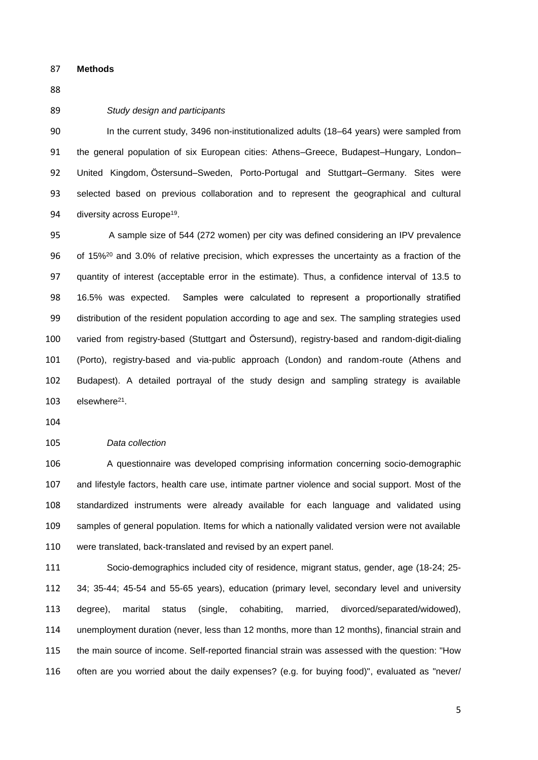## Methods

### *Study design and participants*

In the current study, 3496 non-institutionalized adults (18–64 years) were sampled from the general population of six European cities: Athens–Greece, Budapest–Hungary, London–United Kingdom, Östersund–Sweden, Porto-Portugal and Stuttgart–Germany. Sites were selected based on previous collaboration and to represent the geographical and cultural diversity across Europe[19].

A sample size of 544 (272 women) per city was defined considering an IPV prevalence of 15%[20] and 3.0% of relative precision, which expresses the uncertainty as a fraction of the quantity of interest (acceptable error in the estimate). Thus, a confidence interval of 13.5 to 16.5% was expected. Samples were calculated to represent a proportionally stratified distribution of the resident population according to age and sex. The sampling strategies used varied from registry-based (Stuttgart and Östersund), registry-based and random-digit-dialing (Porto), registry-based and via-public approach (London) and random-route (Athens and Budapest). A detailed portrayal of the study design and sampling strategy is available elsewhere[21].

### *Data collection*

A questionnaire was developed comprising information concerning socio-demographic and lifestyle factors, health care use, intimate partner violence and social support. Most of the standardized instruments were already available for each language and validated using samples of general population. Items for which a nationally validated version were not available were translated, back-translated and revised by an expert panel.

Socio-demographics included city of residence, migrant status, gender, age (18-24; 25-34; 35-44; 45-54 and 55-65 years), education (primary level, secondary level and university degree), marital status (single, cohabiting, married, divorced/separated/widowed), unemployment duration (never, less than 12 months, more than 12 months), financial strain and the main source of income. Self-reported financial strain was assessed with the question: "How often are you worried about the daily expenses? (e.g. for buying food)", evaluated as "never/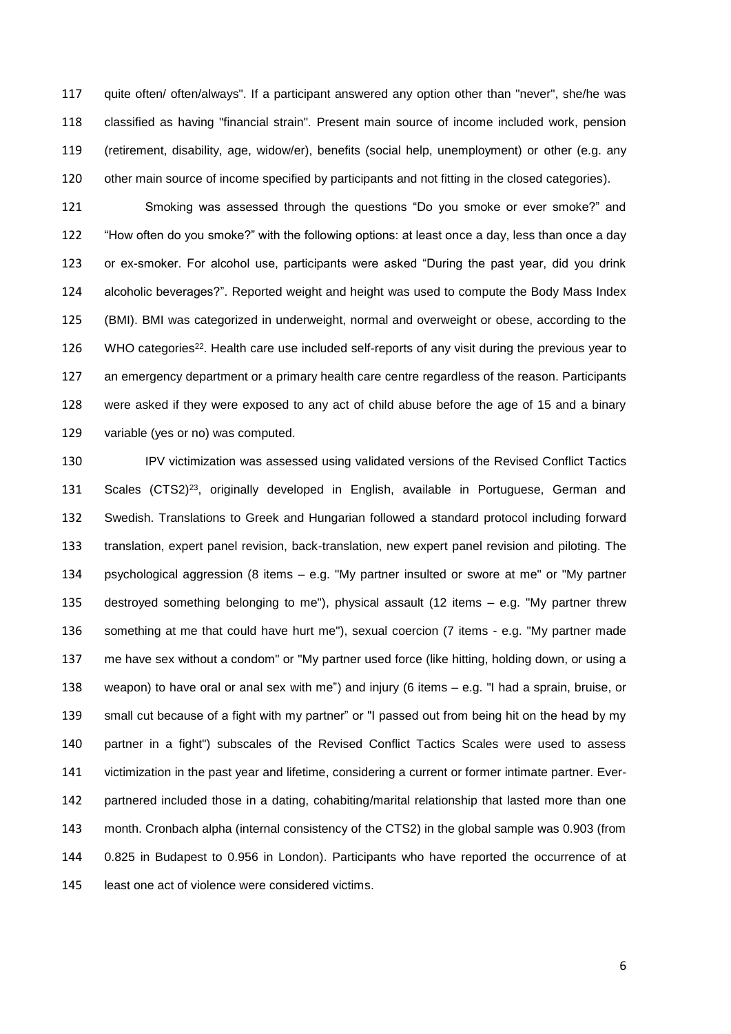quite often/ often/always". If a participant answered any option other than "never", she/he was classified as having "financial strain". Present main source of income included work, pension (retirement, disability, age, widow/er), benefits (social help, unemployment) or other (e.g. any other main source of income specified by participants and not fitting in the closed categories).

Smoking was assessed through the questions "Do you smoke or ever smoke?" and "How often do you smoke?" with the following options: at least once a day, less than once a day or ex-smoker. For alcohol use, participants were asked "During the past year, did you drink alcoholic beverages?". Reported weight and height was used to compute the Body Mass Index (BMI). BMI was categorized in underweight, normal and overweight or obese, according to the WHO categories[22]. Health care use included self-reports of any visit during the previous year to an emergency department or a primary health care centre regardless of the reason. Participants were asked if they were exposed to any act of child abuse before the age of 15 and a binary variable (yes or no) was computed.

IPV victimization was assessed using validated versions of the Revised Conflict Tactics Scales (CTS2)[23], originally developed in English, available in Portuguese, German and Swedish. Translations to Greek and Hungarian followed a standard protocol including forward translation, expert panel revision, back-translation, new expert panel revision and piloting. The psychological aggression (8 items – e.g. "My partner insulted or swore at me" or "My partner destroyed something belonging to me"), physical assault (12 items – e.g. "My partner threw something at me that could have hurt me"), sexual coercion (7 items - e.g. "My partner made me have sex without a condom" or "My partner used force (like hitting, holding down, or using a weapon) to have oral or anal sex with me") and injury (6 items – e.g. "I had a sprain, bruise, or small cut because of a fight with my partner" or "I passed out from being hit on the head by my partner in a fight") subscales of the Revised Conflict Tactics Scales were used to assess victimization in the past year and lifetime, considering a current or former intimate partner. Ever-partnered included those in a dating, cohabiting/marital relationship that lasted more than one month. Cronbach alpha (internal consistency of the CTS2) in the global sample was 0.903 (from 0.825 in Budapest to 0.956 in London). Participants who have reported the occurrence of at least one act of violence were considered victims.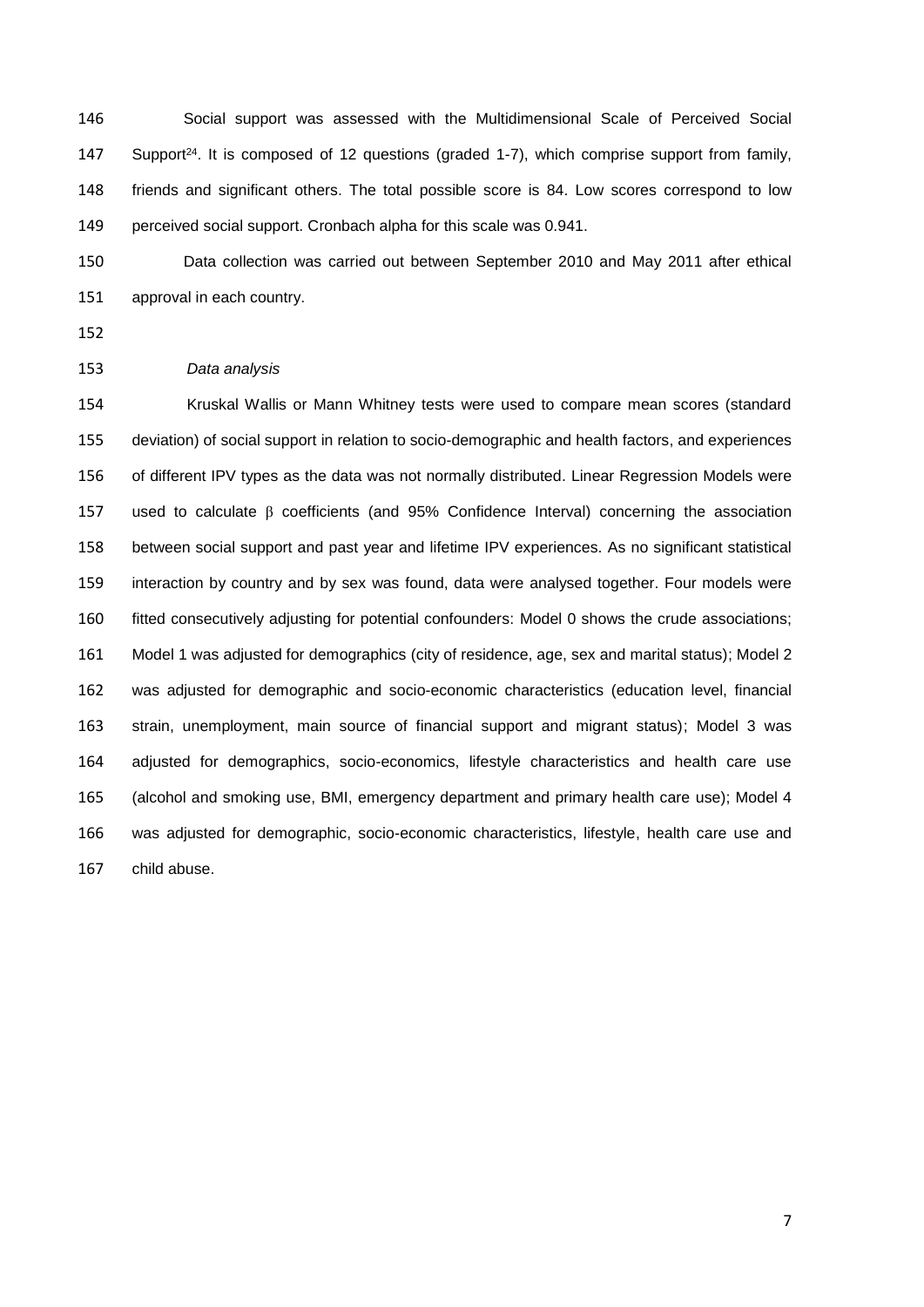Social support was assessed with the Multidimensional Scale of Perceived Social Support[24]. It is composed of 12 questions (graded 1-7), which comprise support from family, friends and significant others. The total possible score is 84. Low scores correspond to low perceived social support. Cronbach alpha for this scale was 0.941.

Data collection was carried out between September 2010 and May 2011 after ethical approval in each country.

*Data analysis*

Kruskal Wallis or Mann Whitney tests were used to compare mean scores (standard deviation) of social support in relation to socio-demographic and health factors, and experiences of different IPV types as the data was not normally distributed. Linear Regression Models were used to calculate $\beta$ coefficients (and 95% Confidence Interval) concerning the association between social support and past year and lifetime IPV experiences. As no significant statistical interaction by country and by sex was found, data were analysed together. Four models were fitted consecutively adjusting for potential confounders: Model 0 shows the crude associations; Model 1 was adjusted for demographics (city of residence, age, sex and marital status); Model 2 was adjusted for demographic and socio-economic characteristics (education level, financial strain, unemployment, main source of financial support and migrant status); Model 3 was adjusted for demographics, socio-economics, lifestyle characteristics and health care use (alcohol and smoking use, BMI, emergency department and primary health care use); Model 4 was adjusted for demographic, socio-economic characteristics, lifestyle, health care use and child abuse.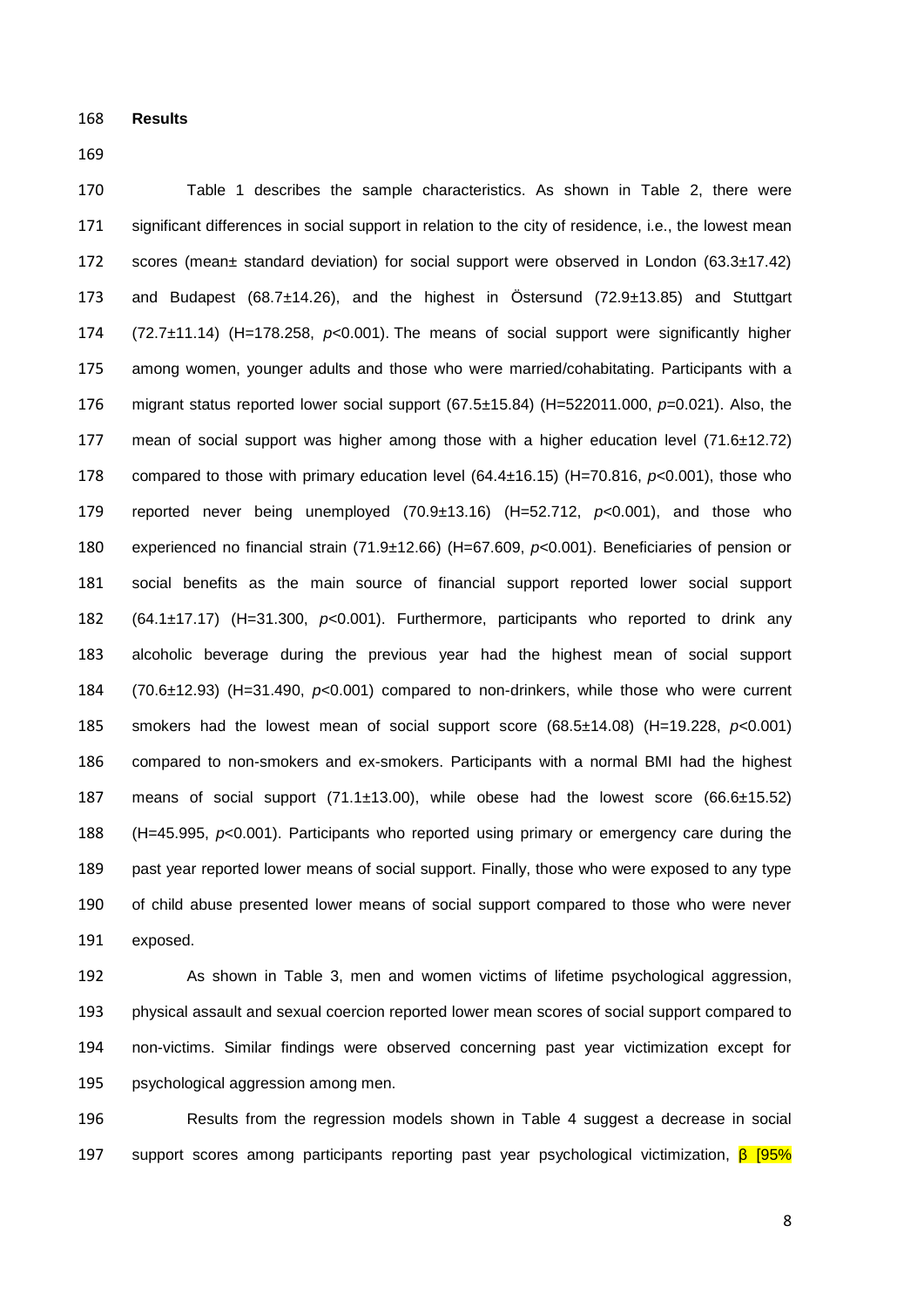**Results**

Table 1 describes the sample characteristics. As shown in Table 2, there were significant differences in social support in relation to the city of residence, i.e., the lowest mean scores (mean± standard deviation) for social support were observed in London (63.3±17.42) and Budapest (68.7±14.26), and the highest in Östersund (72.9±13.85) and Stuttgart (72.7±11.14) (H=178.258, *p*<0.001). The means of social support were significantly higher among women, younger adults and those who were married/cohabitating. Participants with a migrant status reported lower social support (67.5±15.84) (H=522011.000, *p*=0.021). Also, the mean of social support was higher among those with a higher education level (71.6±12.72) compared to those with primary education level (64.4±16.15) (H=70.816, *p*<0.001), those who reported never being unemployed (70.9±13.16) (H=52.712, *p*<0.001), and those who experienced no financial strain (71.9±12.66) (H=67.609, *p*<0.001). Beneficiaries of pension or social benefits as the main source of financial support reported lower social support (64.1±17.17) (H=31.300, *p*<0.001). Furthermore, participants who reported to drink any alcoholic beverage during the previous year had the highest mean of social support (70.6±12.93) (H=31.490, *p*<0.001) compared to non-drinkers, while those who were current smokers had the lowest mean of social support score (68.5±14.08) (H=19.228, *p*<0.001) compared to non-smokers and ex-smokers. Participants with a normal BMI had the highest means of social support (71.1±13.00), while obese had the lowest score (66.6±15.52) (H=45.995, *p*<0.001). Participants who reported using primary or emergency care during the past year reported lower means of social support. Finally, those who were exposed to any type of child abuse presented lower means of social support compared to those who were never exposed.

As shown in Table 3, men and women victims of lifetime psychological aggression, physical assault and sexual coercion reported lower mean scores of social support compared to non-victims. Similar findings were observed concerning past year victimization except for psychological aggression among men.

Results from the regression models shown in Table 4 suggest a decrease in social support scores among participants reporting past year psychological victimization, β [95%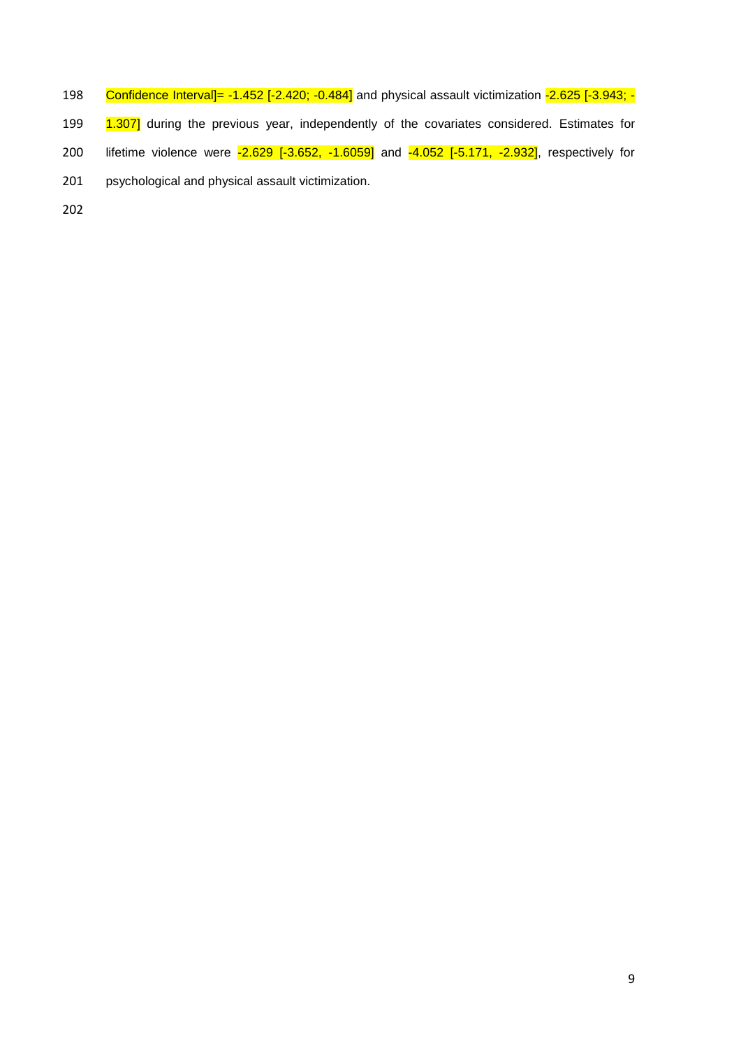Confidence Interval]= -1.452 [-2.420; -0.484] and physical assault victimization -2.625 [-3.943; -1.307] during the previous year, independently of the covariates considered. Estimates for lifetime violence were -2.629 [-3.652, -1.6059] and -4.052 [-5.171, -2.932], respectively for psychological and physical assault victimization.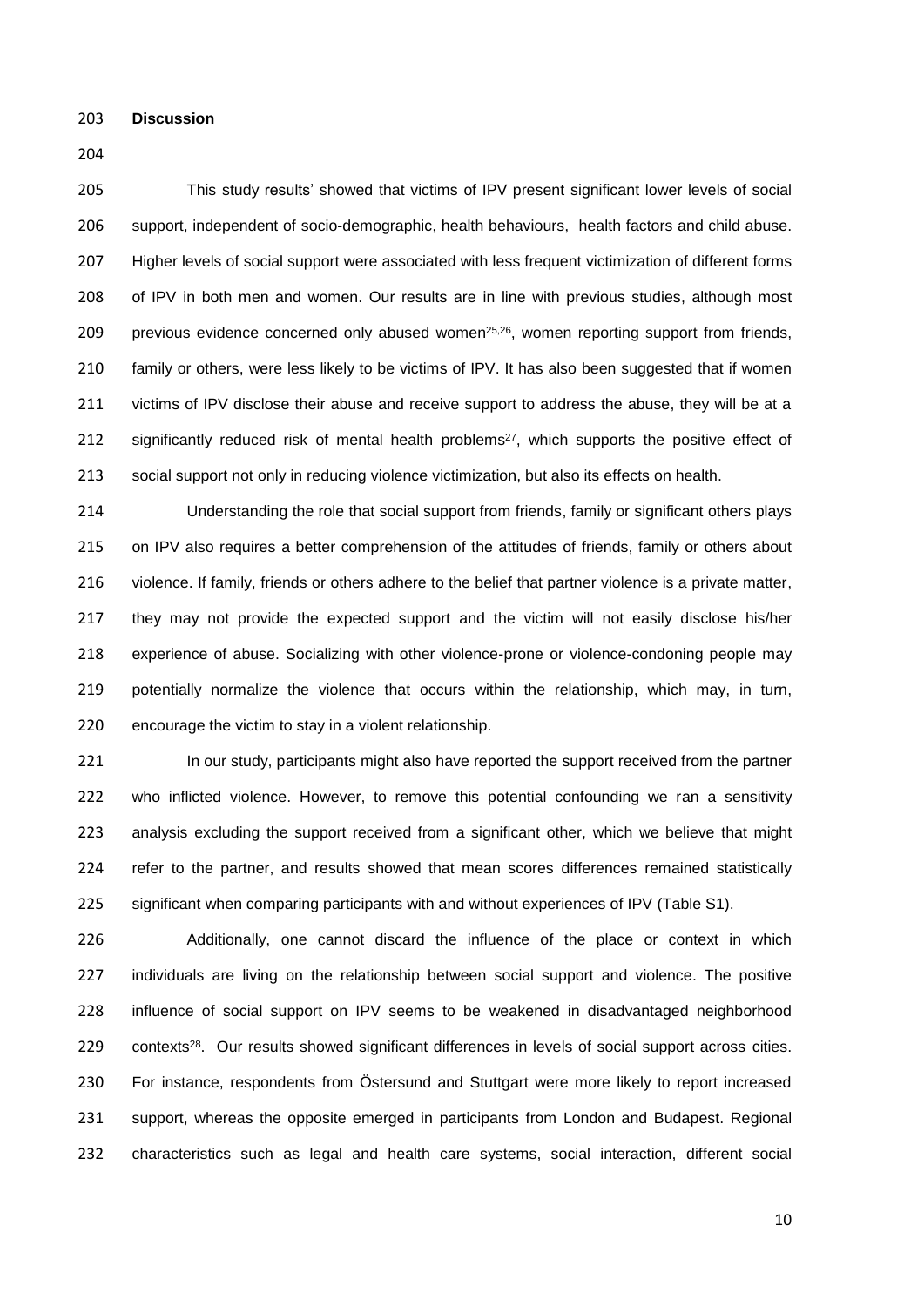## Discussion

This study results' showed that victims of IPV present significant lower levels of social support, independent of socio-demographic, health behaviours, health factors and child abuse. Higher levels of social support were associated with less frequent victimization of different forms of IPV in both men and women. Our results are in line with previous studies, although most previous evidence concerned only abused women[25,26], women reporting support from friends, family or others, were less likely to be victims of IPV. It has also been suggested that if women victims of IPV disclose their abuse and receive support to address the abuse, they will be at a significantly reduced risk of mental health problems[27], which supports the positive effect of social support not only in reducing violence victimization, but also its effects on health.

Understanding the role that social support from friends, family or significant others plays on IPV also requires a better comprehension of the attitudes of friends, family or others about violence. If family, friends or others adhere to the belief that partner violence is a private matter, they may not provide the expected support and the victim will not easily disclose his/her experience of abuse. Socializing with other violence-prone or violence-condoning people may potentially normalize the violence that occurs within the relationship, which may, in turn, encourage the victim to stay in a violent relationship.

In our study, participants might also have reported the support received from the partner who inflicted violence. However, to remove this potential confounding we ran a sensitivity analysis excluding the support received from a significant other, which we believe that might refer to the partner, and results showed that mean scores differences remained statistically significant when comparing participants with and without experiences of IPV (Table S1).

Additionally, one cannot discard the influence of the place or context in which individuals are living on the relationship between social support and violence. The positive influence of social support on IPV seems to be weakened in disadvantaged neighborhood contexts[28]. Our results showed significant differences in levels of social support across cities. For instance, respondents from Östersund and Stuttgart were more likely to report increased support, whereas the opposite emerged in participants from London and Budapest. Regional characteristics such as legal and health care systems, social interaction, different social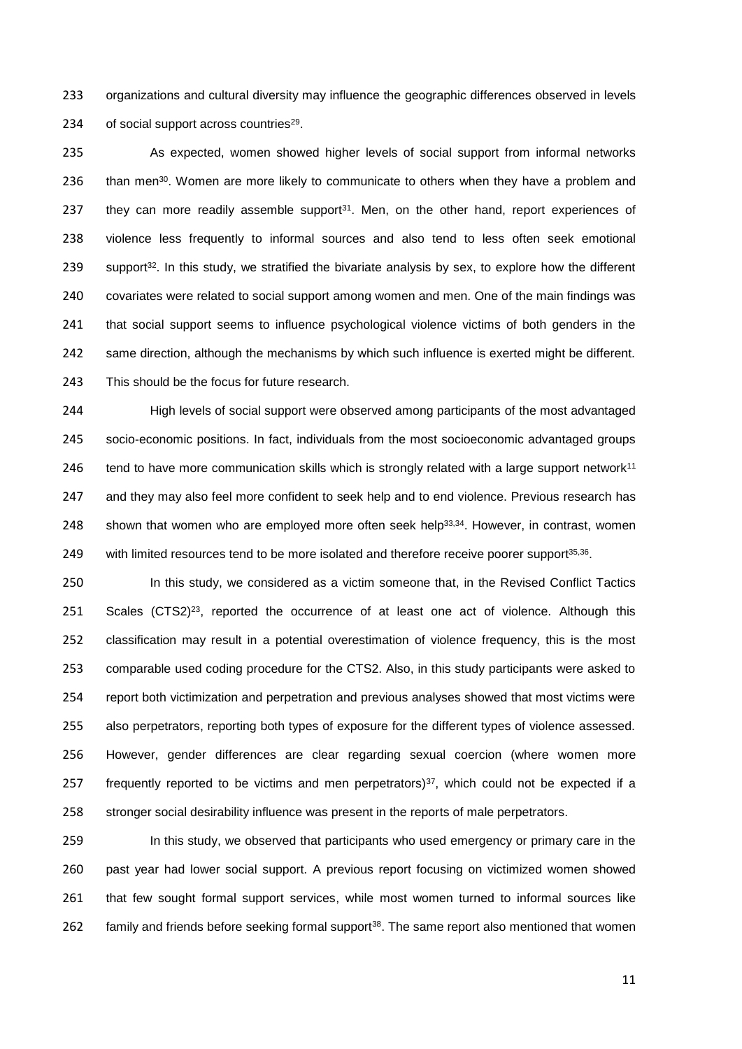organizations and cultural diversity may influence the geographic differences observed in levels of social support across countries[29].

As expected, women showed higher levels of social support from informal networks than men[30]. Women are more likely to communicate to others when they have a problem and they can more readily assemble support[31]. Men, on the other hand, report experiences of violence less frequently to informal sources and also tend to less often seek emotional support[32]. In this study, we stratified the bivariate analysis by sex, to explore how the different covariates were related to social support among women and men. One of the main findings was that social support seems to influence psychological violence victims of both genders in the same direction, although the mechanisms by which such influence is exerted might be different. This should be the focus for future research.

High levels of social support were observed among participants of the most advantaged socio-economic positions. In fact, individuals from the most socioeconomic advantaged groups tend to have more communication skills which is strongly related with a large support network[11] and they may also feel more confident to seek help and to end violence. Previous research has shown that women who are employed more often seek help[33,34]. However, in contrast, women with limited resources tend to be more isolated and therefore receive poorer support[35,36].

In this study, we considered as a victim someone that, in the Revised Conflict Tactics Scales (CTS2)[23], reported the occurrence of at least one act of violence. Although this classification may result in a potential overestimation of violence frequency, this is the most comparable used coding procedure for the CTS2. Also, in this study participants were asked to report both victimization and perpetration and previous analyses showed that most victims were also perpetrators, reporting both types of exposure for the different types of violence assessed. However, gender differences are clear regarding sexual coercion (where women more frequently reported to be victims and men perpetrators)[37], which could not be expected if a stronger social desirability influence was present in the reports of male perpetrators.

In this study, we observed that participants who used emergency or primary care in the past year had lower social support. A previous report focusing on victimized women showed that few sought formal support services, while most women turned to informal sources like family and friends before seeking formal support[38]. The same report also mentioned that women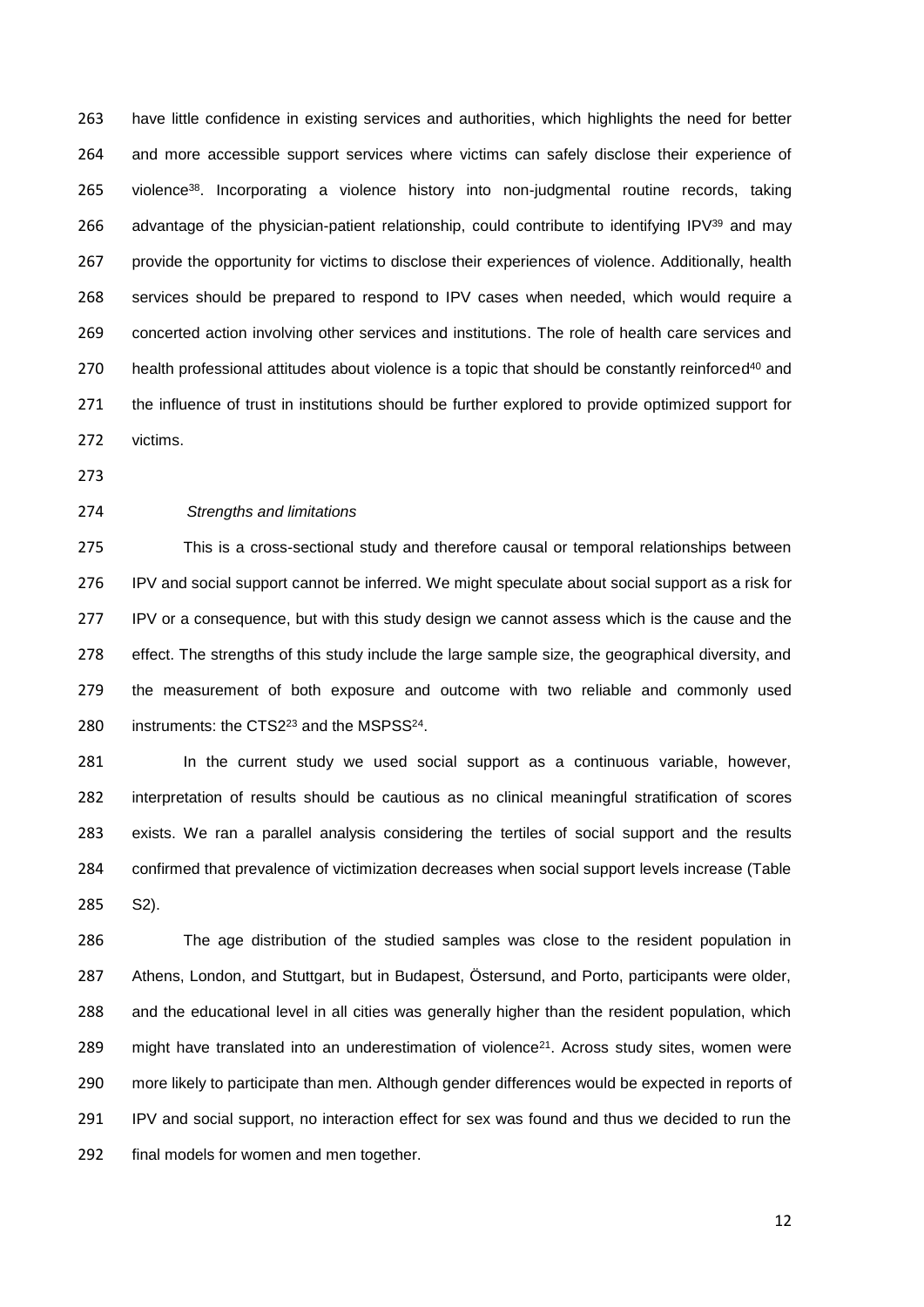have little confidence in existing services and authorities, which highlights the need for better and more accessible support services where victims can safely disclose their experience of violence[38]. Incorporating a violence history into non-judgmental routine records, taking advantage of the physician-patient relationship, could contribute to identifying IPV[39] and may provide the opportunity for victims to disclose their experiences of violence. Additionally, health services should be prepared to respond to IPV cases when needed, which would require a concerted action involving other services and institutions. The role of health care services and health professional attitudes about violence is a topic that should be constantly reinforced[40] and the influence of trust in institutions should be further explored to provide optimized support for victims.

*Strengths and limitations*

This is a cross-sectional study and therefore causal or temporal relationships between IPV and social support cannot be inferred. We might speculate about social support as a risk for IPV or a consequence, but with this study design we cannot assess which is the cause and the effect. The strengths of this study include the large sample size, the geographical diversity, and the measurement of both exposure and outcome with two reliable and commonly used instruments: the CTS2[23] and the MSPSS[24].

In the current study we used social support as a continuous variable, however, interpretation of results should be cautious as no clinical meaningful stratification of scores exists. We ran a parallel analysis considering the tertiles of social support and the results confirmed that prevalence of victimization decreases when social support levels increase (Table S2).

The age distribution of the studied samples was close to the resident population in Athens, London, and Stuttgart, but in Budapest, Östersund, and Porto, participants were older, and the educational level in all cities was generally higher than the resident population, which might have translated into an underestimation of violence[21]. Across study sites, women were more likely to participate than men. Although gender differences would be expected in reports of IPV and social support, no interaction effect for sex was found and thus we decided to run the final models for women and men together.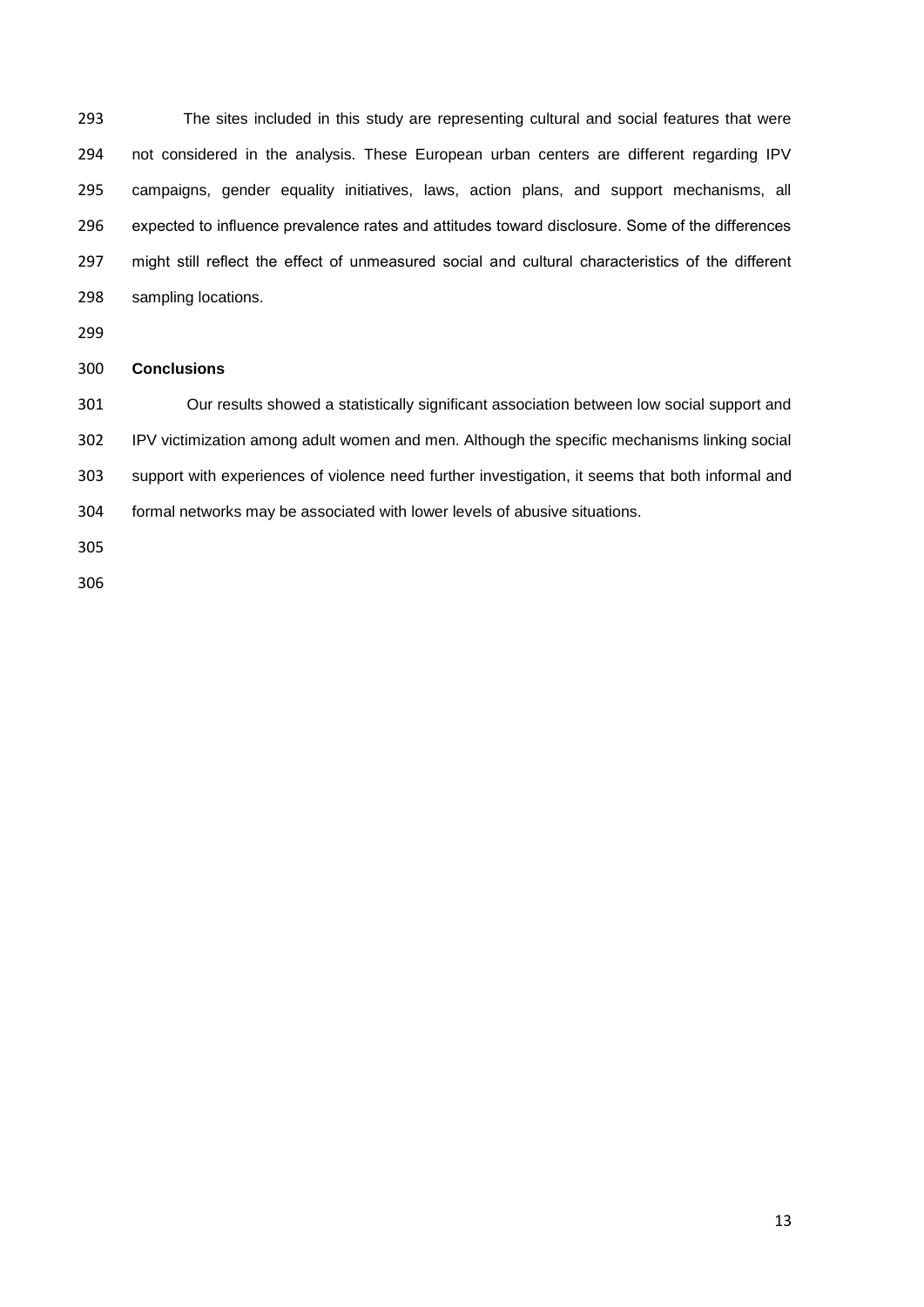The sites included in this study are representing cultural and social features that were not considered in the analysis. These European urban centers are different regarding IPV campaigns, gender equality initiatives, laws, action plans, and support mechanisms, all expected to influence prevalence rates and attitudes toward disclosure. Some of the differences might still reflect the effect of unmeasured social and cultural characteristics of the different sampling locations.

## Conclusions

Our results showed a statistically significant association between low social support and IPV victimization among adult women and men. Although the specific mechanisms linking social support with experiences of violence need further investigation, it seems that both informal and formal networks may be associated with lower levels of abusive situations.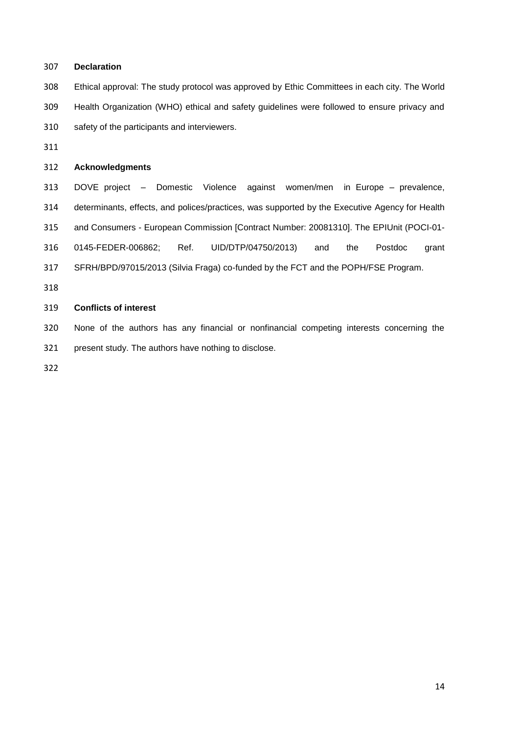## Declaration

Ethical approval: The study protocol was approved by Ethic Committees in each city. The World Health Organization (WHO) ethical and safety guidelines were followed to ensure privacy and safety of the participants and interviewers.

## Acknowledgments

DOVE project – Domestic Violence against women/men in Europe – prevalence, determinants, effects, and polices/practices, was supported by the Executive Agency for Health and Consumers - European Commission [Contract Number: 20081310]. The EPIUnit (POCI-01-0145-FEDER-006862; Ref. UID/DTP/04750/2013) and the Postdoc grant SFRH/BPD/97015/2013 (Silvia Fraga) co-funded by the FCT and the POPH/FSE Program.

## Conflicts of interest

None of the authors has any financial or nonfinancial competing interests concerning the present study. The authors have nothing to disclose.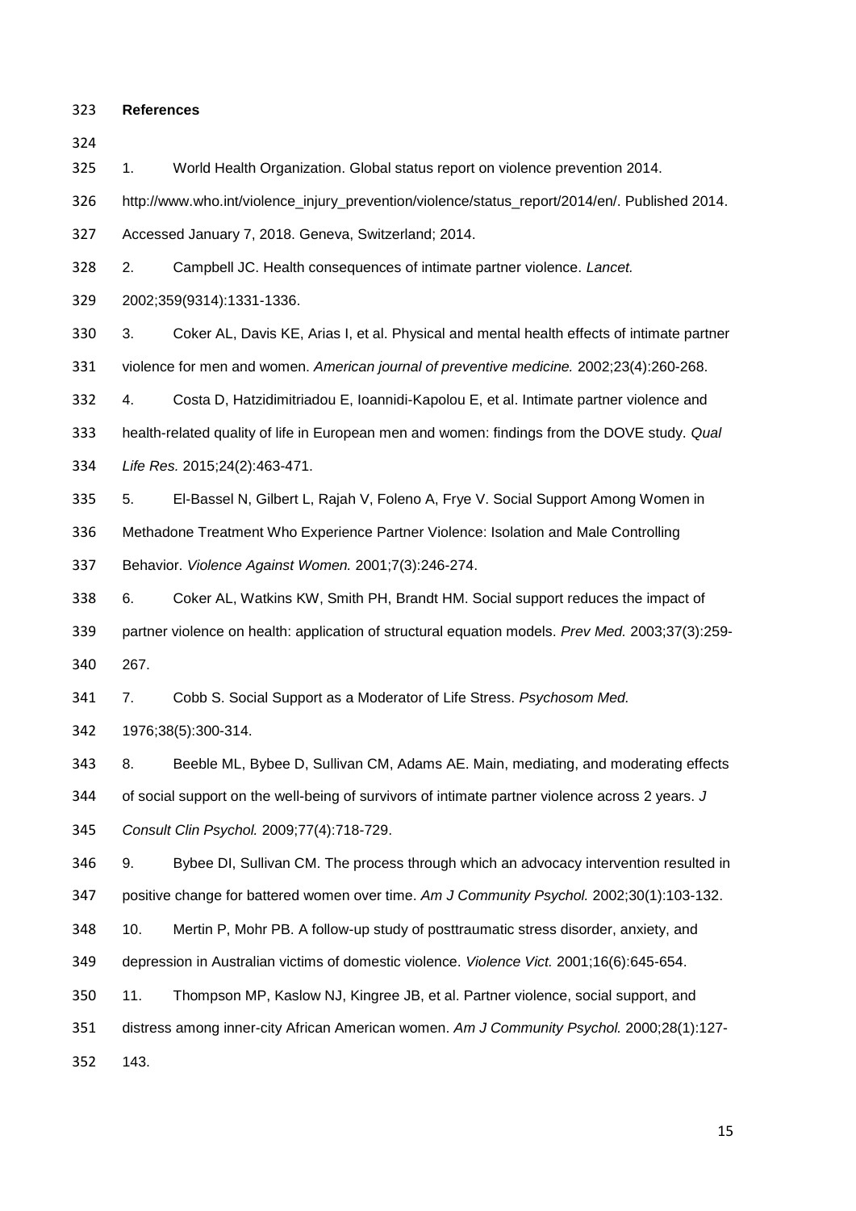**References**

1. World Health Organization. Global status report on violence prevention 2014. http://www.who.int/violence_injury_prevention/violence/status_report/2014/en/. Published 2014. Accessed January 7, 2018. Geneva, Switzerland; 2014.
2. Campbell JC. Health consequences of intimate partner violence. *Lancet.* 2002;359(9314):1331-1336.
3. Coker AL, Davis KE, Arias I, et al. Physical and mental health effects of intimate partner violence for men and women. *American journal of preventive medicine.* 2002;23(4):260-268.
4. Costa D, Hatzidimitriadou E, Ioannidi-Kapolou E, et al. Intimate partner violence and health-related quality of life in European men and women: findings from the DOVE study. *Qual Life Res.* 2015;24(2):463-471.
5. El-Bassel N, Gilbert L, Rajah V, Foleno A, Frye V. Social Support Among Women in Methadone Treatment Who Experience Partner Violence: Isolation and Male Controlling Behavior. *Violence Against Women.* 2001;7(3):246-274.
6. Coker AL, Watkins KW, Smith PH, Brandt HM. Social support reduces the impact of partner violence on health: application of structural equation models. *Prev Med.* 2003;37(3):259-267.
7. Cobb S. Social Support as a Moderator of Life Stress. *Psychosom Med.* 1976;38(5):300-314.
8. Beeble ML, Bybee D, Sullivan CM, Adams AE. Main, mediating, and moderating effects of social support on the well-being of survivors of intimate partner violence across 2 years. *J Consult Clin Psychol.* 2009;77(4):718-729.
9. Bybee DI, Sullivan CM. The process through which an advocacy intervention resulted in positive change for battered women over time. *Am J Community Psychol.* 2002;30(1):103-132.
10. Mertin P, Mohr PB. A follow-up study of posttraumatic stress disorder, anxiety, and depression in Australian victims of domestic violence. *Violence Vict.* 2001;16(6):645-654.
11. Thompson MP, Kaslow NJ, Kingree JB, et al. Partner violence, social support, and distress among inner-city African American women. *Am J Community Psychol.* 2000;28(1):127-143.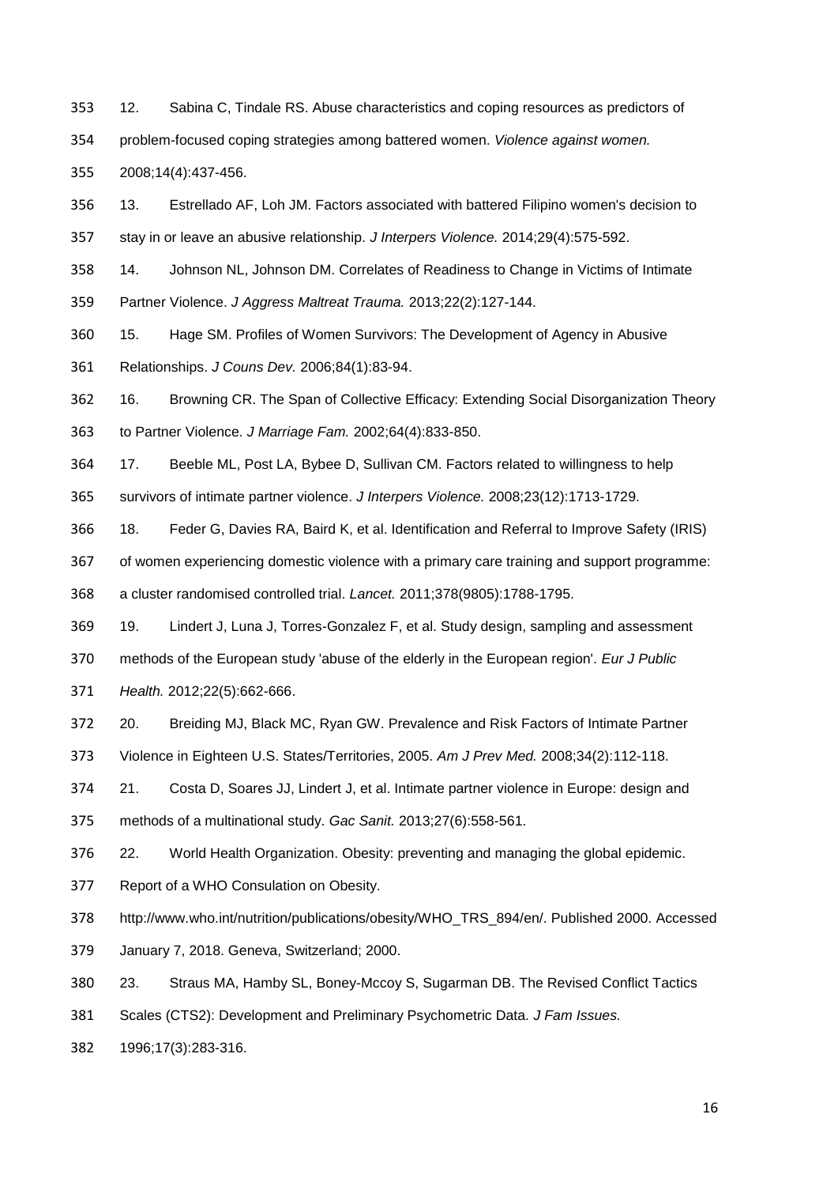12. Sabina C, Tindale RS. Abuse characteristics and coping resources as predictors of problem-focused coping strategies among battered women. *Violence against women.* 2008;14(4):437-456.

13. Estrellado AF, Loh JM. Factors associated with battered Filipino women's decision to stay in or leave an abusive relationship. *J Interpers Violence.* 2014;29(4):575-592.

14. Johnson NL, Johnson DM. Correlates of Readiness to Change in Victims of Intimate Partner Violence. *J Aggress Maltreat Trauma.* 2013;22(2):127-144.

15. Hage SM. Profiles of Women Survivors: The Development of Agency in Abusive Relationships. *J Couns Dev.* 2006;84(1):83-94.

16. Browning CR. The Span of Collective Efficacy: Extending Social Disorganization Theory to Partner Violence. *J Marriage Fam.* 2002;64(4):833-850.

17. Beeble ML, Post LA, Bybee D, Sullivan CM. Factors related to willingness to help survivors of intimate partner violence. *J Interpers Violence.* 2008;23(12):1713-1729.

18. Feder G, Davies RA, Baird K, et al. Identification and Referral to Improve Safety (IRIS) of women experiencing domestic violence with a primary care training and support programme: a cluster randomised controlled trial. *Lancet.* 2011;378(9805):1788-1795.

19. Lindert J, Luna J, Torres-Gonzalez F, et al. Study design, sampling and assessment methods of the European study 'abuse of the elderly in the European region'. *Eur J Public Health.* 2012;22(5):662-666.

20. Breiding MJ, Black MC, Ryan GW. Prevalence and Risk Factors of Intimate Partner Violence in Eighteen U.S. States/Territories, 2005. *Am J Prev Med.* 2008;34(2):112-118.

21. Costa D, Soares JJ, Lindert J, et al. Intimate partner violence in Europe: design and methods of a multinational study. *Gac Sanit.* 2013;27(6):558-561.

22. World Health Organization. Obesity: preventing and managing the global epidemic. Report of a WHO Consulation on Obesity. http://www.who.int/nutrition/publications/obesity/WHO_TRS_894/en/. Published 2000. Accessed January 7, 2018. Geneva, Switzerland; 2000.

23. Straus MA, Hamby SL, Boney-Mccoy S, Sugarman DB. The Revised Conflict Tactics Scales (CTS2): Development and Preliminary Psychometric Data. *J Fam Issues.* 1996;17(3):283-316.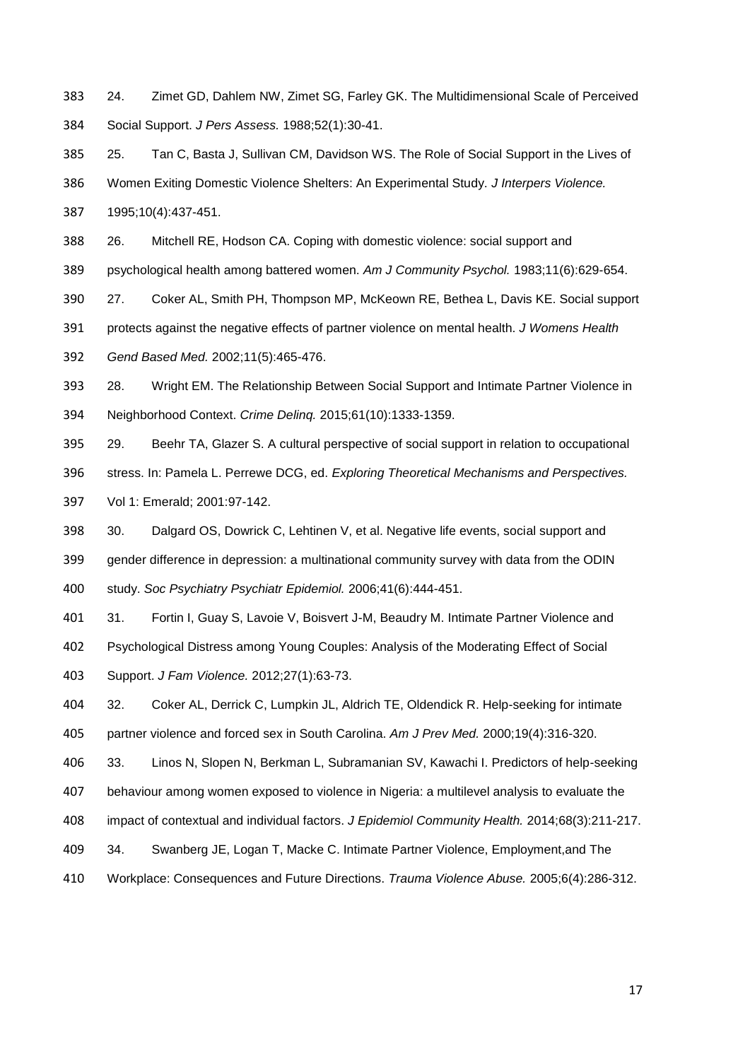24. Zimet GD, Dahlem NW, Zimet SG, Farley GK. The Multidimensional Scale of Perceived Social Support. *J Pers Assess.* 1988;52(1):30-41.

25. Tan C, Basta J, Sullivan CM, Davidson WS. The Role of Social Support in the Lives of Women Exiting Domestic Violence Shelters: An Experimental Study. *J Interpers Violence.* 1995;10(4):437-451.

26. Mitchell RE, Hodson CA. Coping with domestic violence: social support and psychological health among battered women. *Am J Community Psychol.* 1983;11(6):629-654.

27. Coker AL, Smith PH, Thompson MP, McKeown RE, Bethea L, Davis KE. Social support protects against the negative effects of partner violence on mental health. *J Womens Health Gend Based Med.* 2002;11(5):465-476.

28. Wright EM. The Relationship Between Social Support and Intimate Partner Violence in Neighborhood Context. *Crime Delinq.* 2015;61(10):1333-1359.

29. Beehr TA, Glazer S. A cultural perspective of social support in relation to occupational stress. In: Pamela L. Perrewe DCG, ed. *Exploring Theoretical Mechanisms and Perspectives.* Vol 1: Emerald; 2001:97-142.

30. Dalgard OS, Dowrick C, Lehtinen V, et al. Negative life events, social support and gender difference in depression: a multinational community survey with data from the ODIN study. *Soc Psychiatry Psychiatr Epidemiol.* 2006;41(6):444-451.

31. Fortin I, Guay S, Lavoie V, Boisvert J-M, Beaudry M. Intimate Partner Violence and Psychological Distress among Young Couples: Analysis of the Moderating Effect of Social Support. *J Fam Violence.* 2012;27(1):63-73.

32. Coker AL, Derrick C, Lumpkin JL, Aldrich TE, Oldendick R. Help-seeking for intimate partner violence and forced sex in South Carolina. *Am J Prev Med.* 2000;19(4):316-320.

33. Linos N, Slopen N, Berkman L, Subramanian SV, Kawachi I. Predictors of help-seeking behaviour among women exposed to violence in Nigeria: a multilevel analysis to evaluate the impact of contextual and individual factors. *J Epidemiol Community Health.* 2014;68(3):211-217.

34. Swanberg JE, Logan T, Macke C. Intimate Partner Violence, Employment,and The Workplace: Consequences and Future Directions. *Trauma Violence Abuse.* 2005;6(4):286-312.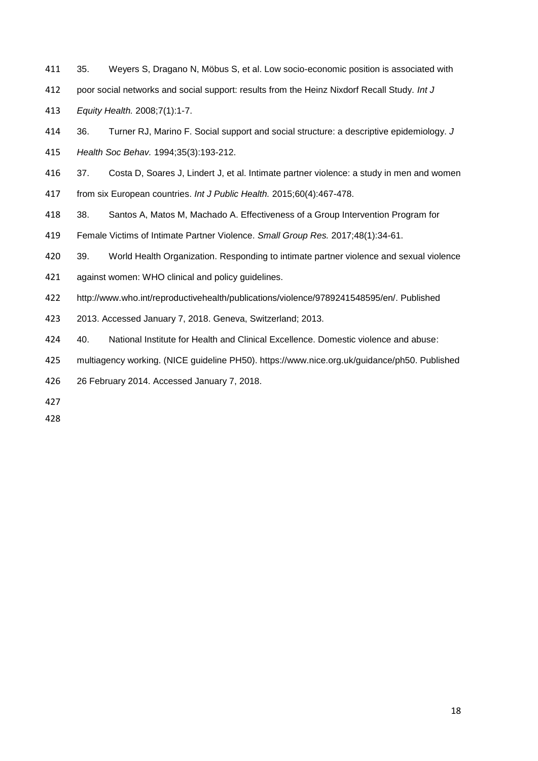35. Weyers S, Dragano N, Möbus S, et al. Low socio-economic position is associated with poor social networks and social support: results from the Heinz Nixdorf Recall Study. *Int J Equity Health.* 2008;7(1):1-7.

36. Turner RJ, Marino F. Social support and social structure: a descriptive epidemiology. *J Health Soc Behav.* 1994;35(3):193-212.

37. Costa D, Soares J, Lindert J, et al. Intimate partner violence: a study in men and women from six European countries. *Int J Public Health.* 2015;60(4):467-478.

38. Santos A, Matos M, Machado A. Effectiveness of a Group Intervention Program for Female Victims of Intimate Partner Violence. *Small Group Res.* 2017;48(1):34-61.

39. World Health Organization. Responding to intimate partner violence and sexual violence against women: WHO clinical and policy guidelines. http://www.who.int/reproductivehealth/publications/violence/9789241548595/en/. Published 2013. Accessed January 7, 2018. Geneva, Switzerland; 2013.

40. National Institute for Health and Clinical Excellence. Domestic violence and abuse: multiagency working. (NICE guideline PH50). https://www.nice.org.uk/guidance/ph50. Published 26 February 2014. Accessed January 7, 2018.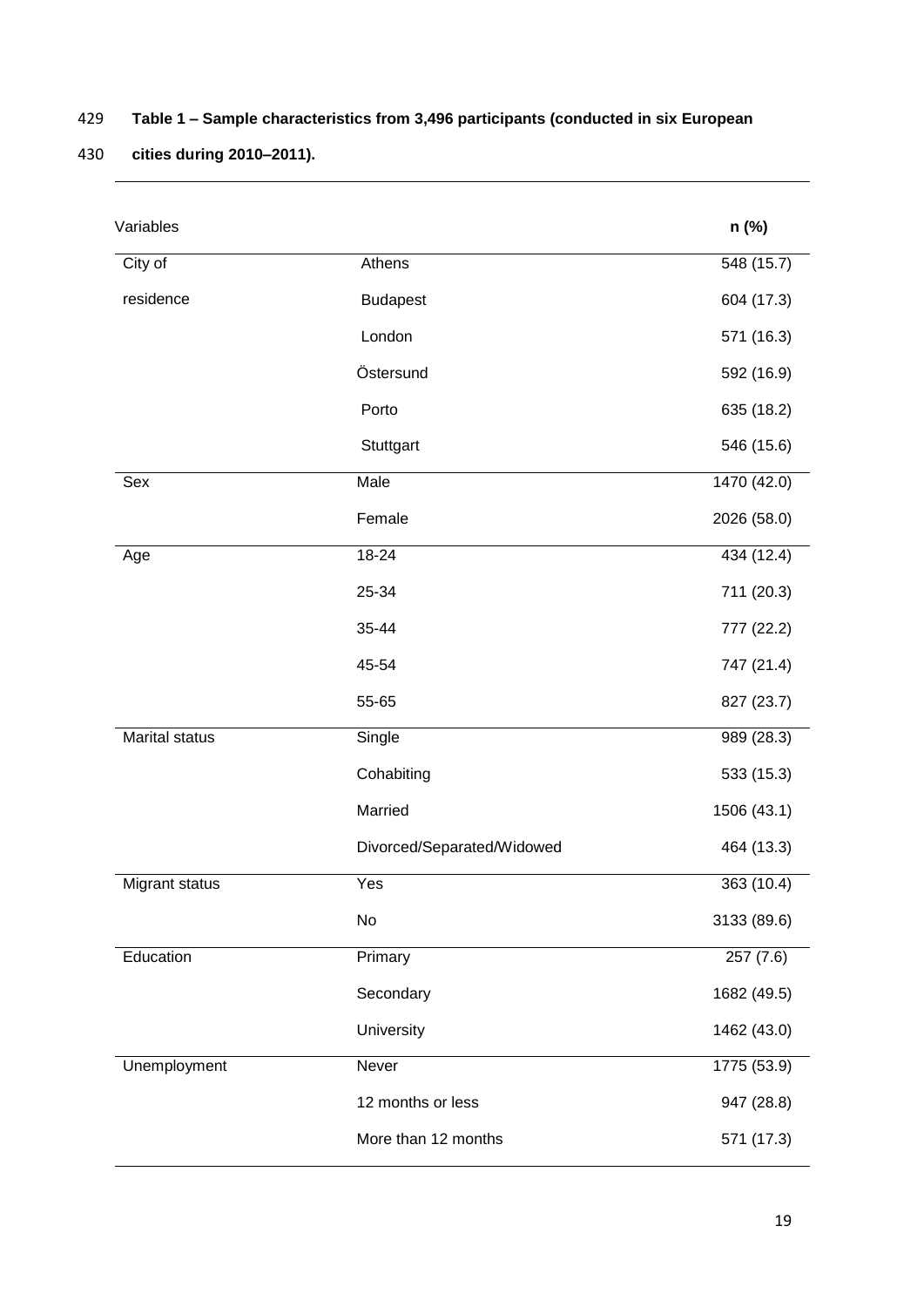**Table 1 – Sample characteristics from 3,496 participants (conducted in six European cities during 2010–2011).**

| Variables | | n (%) |
|---|---|---|
| City of residence | Athens | 548 (15.7) |
| | Budapest | 604 (17.3) |
| | London | 571 (16.3) |
| | Östersund | 592 (16.9) |
| | Porto | 635 (18.2) |
| | Stuttgart | 546 (15.6) |
| Sex | Male | 1470 (42.0) |
| | Female | 2026 (58.0) |
| Age | 18-24 | 434 (12.4) |
| | 25-34 | 711 (20.3) |
| | 35-44 | 777 (22.2) |
| | 45-54 | 747 (21.4) |
| | 55-65 | 827 (23.7) |
| Marital status | Single | 989 (28.3) |
| | Cohabiting | 533 (15.3) |
| | Married | 1506 (43.1) |
| | Divorced/Separated/Widowed | 464 (13.3) |
| Migrant status | Yes | 363 (10.4) |
| | No | 3133 (89.6) |
| Education | Primary | 257 (7.6) |
| | Secondary | 1682 (49.5) |
| | University | 1462 (43.0) |
| Unemployment | Never | 1775 (53.9) |
| | 12 months or less | 947 (28.8) |
| | More than 12 months | 571 (17.3) |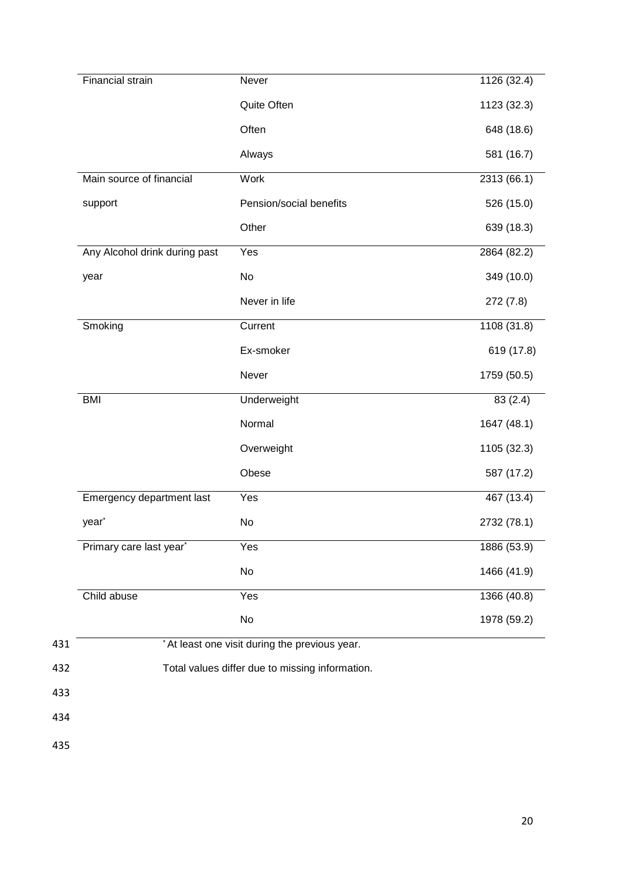| | | |
|---|---|---|
| Financial strain | Never | 1126 (32.4) |
| | Quite Often | 1123 (32.3) |
| | Often | 648 (18.6) |
| | Always | 581 (16.7) |
| Main source of financial support | Work | 2313 (66.1) |
| | Pension/social benefits | 526 (15.0) |
| | Other | 639 (18.3) |
| Any Alcohol drink during past year | Yes | 2864 (82.2) |
| | No | 349 (10.0) |
| | Never in life | 272 (7.8) |
| Smoking | Current | 1108 (31.8) |
| | Ex-smoker | 619 (17.8) |
| | Never | 1759 (50.5) |
| BMI | Underweight | 83 (2.4) |
| | Normal | 1647 (48.1) |
| | Overweight | 1105 (32.3) |
| | Obese | 587 (17.2) |
| Emergency department last year* | Yes | 467 (13.4) |
| | No | 2732 (78.1) |
| Primary care last year* | Yes | 1886 (53.9) |
| | No | 1466 (41.9) |
| Child abuse | Yes | 1366 (40.8) |
| | No | 1978 (59.2) |

* At least one visit during the previous year.

Total values differ due to missing information.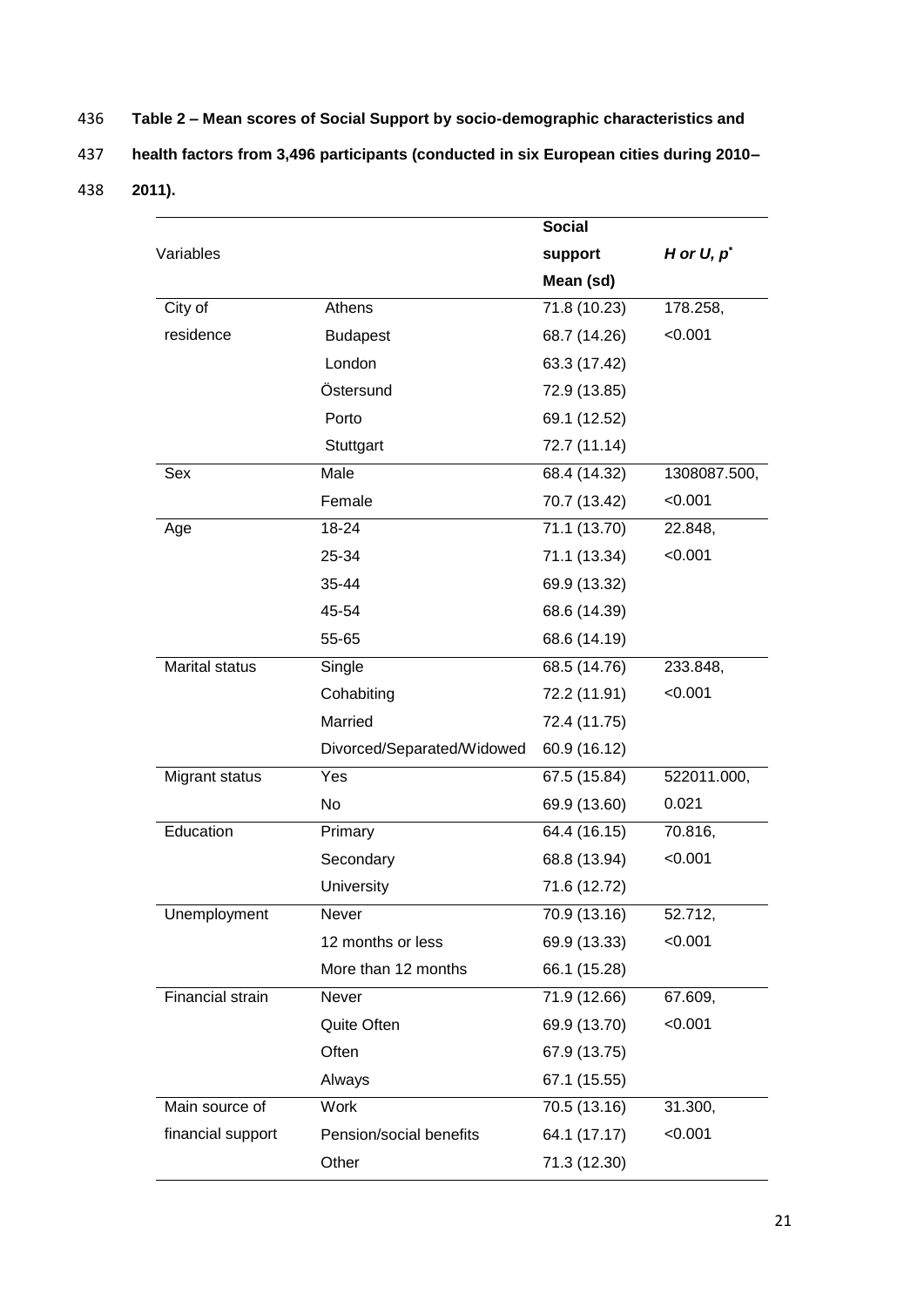**Table 2 – Mean scores of Social Support by socio-demographic characteristics and health factors from 3,496 participants (conducted in six European cities during 2010–2011).**

| Variables | | Social support Mean (sd) | *H or U, p*[*] |
|---|---|---|---|
| City of residence | Athens | 71.8 (10.23) | 178.258, <0.001 |
| | Budapest | 68.7 (14.26) | |
| | London | 63.3 (17.42) | |
| | Östersund | 72.9 (13.85) | |
| | Porto | 69.1 (12.52) | |
| | Stuttgart | 72.7 (11.14) | |
| Sex | Male | 68.4 (14.32) | 1308087.500, <0.001 |
| | Female | 70.7 (13.42) | |
| Age | 18-24 | 71.1 (13.70) | 22.848, <0.001 |
| | 25-34 | 71.1 (13.34) | |
| | 35-44 | 69.9 (13.32) | |
| | 45-54 | 68.6 (14.39) | |
| | 55-65 | 68.6 (14.19) | |
| Marital status | Single | 68.5 (14.76) | 233.848, <0.001 |
| | Cohabiting | 72.2 (11.91) | |
| | Married | 72.4 (11.75) | |
| | Divorced/Separated/Widowed | 60.9 (16.12) | |
| Migrant status | Yes | 67.5 (15.84) | 522011.000, 0.021 |
| | No | 69.9 (13.60) | |
| Education | Primary | 64.4 (16.15) | 70.816, <0.001 |
| | Secondary | 68.8 (13.94) | |
| | University | 71.6 (12.72) | |
| Unemployment | Never | 70.9 (13.16) | 52.712, <0.001 |
| | 12 months or less | 69.9 (13.33) | |
| | More than 12 months | 66.1 (15.28) | |
| Financial strain | Never | 71.9 (12.66) | 67.609, <0.001 |
| | Quite Often | 69.9 (13.70) | |
| | Often | 67.9 (13.75) | |
| | Always | 67.1 (15.55) | |
| Main source of financial support | Work | 70.5 (13.16) | 31.300, <0.001 |
| | Pension/social benefits | 64.1 (17.17) | |
| | Other | 71.3 (12.30) | |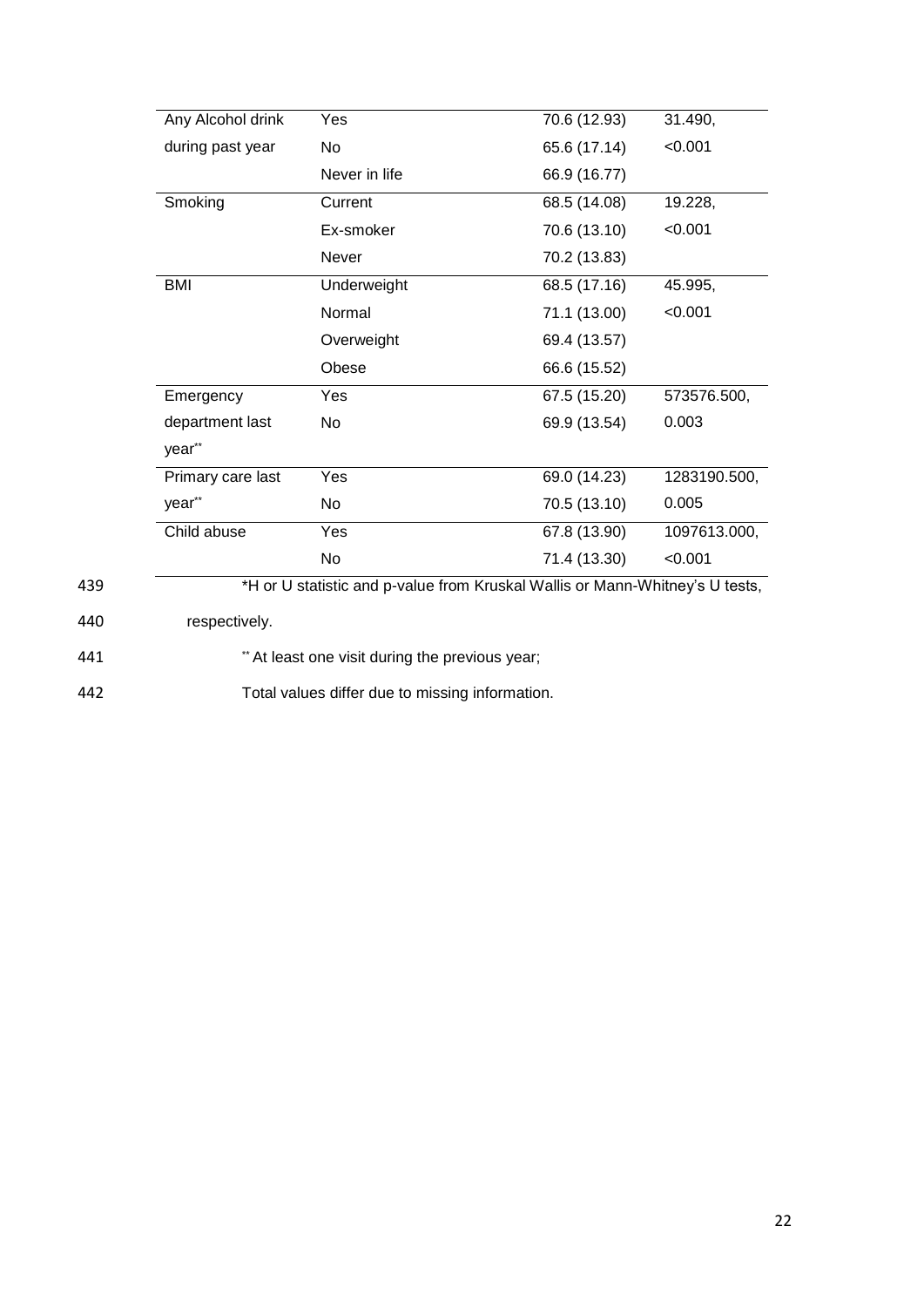| | | | |
|---|---|---|---|
| Any Alcohol drink during past year | Yes | 70.6 (12.93) | 31.490, |
| | No | 65.6 (17.14) | <0.001 |
| | Never in life | 66.9 (16.77) | |
| Smoking | Current | 68.5 (14.08) | 19.228, |
| | Ex-smoker | 70.6 (13.10) | <0.001 |
| | Never | 70.2 (13.83) | |
| BMI | Underweight | 68.5 (17.16) | 45.995, |
| | Normal | 71.1 (13.00) | <0.001 |
| | Overweight | 69.4 (13.57) | |
| | Obese | 66.6 (15.52) | |
| Emergency department last year** | Yes | 67.5 (15.20) | 573576.500, |
| | No | 69.9 (13.54) | 0.003 |
| Primary care last year** | Yes | 69.0 (14.23) | 1283190.500, |
| | No | 70.5 (13.10) | 0.005 |
| Child abuse | Yes | 67.8 (13.90) | 1097613.000, |
| | No | 71.4 (13.30) | <0.001 |

*H or U statistic and p-value from Kruskal Wallis or Mann-Whitney's U tests, respectively.

** At least one visit during the previous year;

Total values differ due to missing information.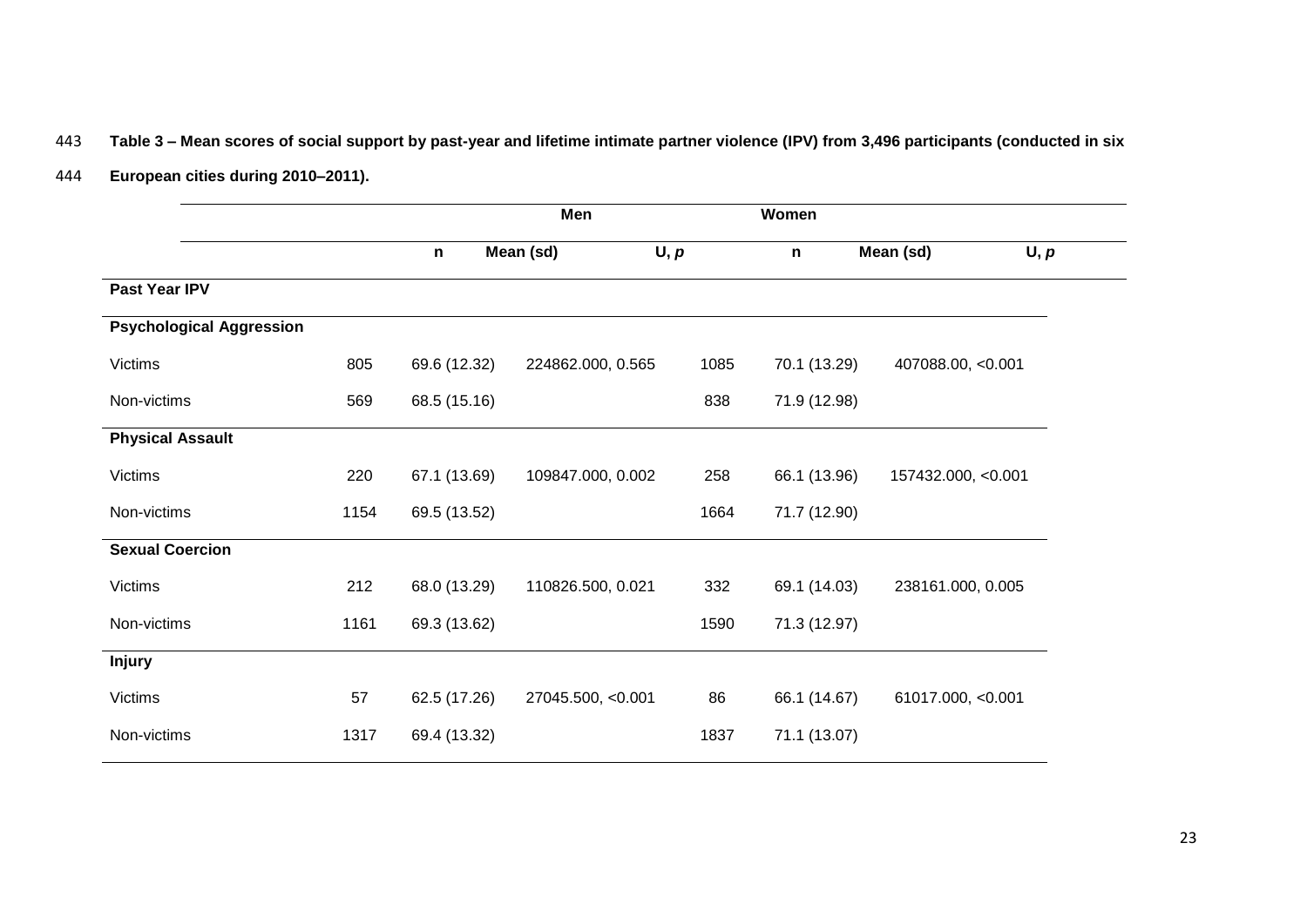**Table 3 – Mean scores of social support by past-year and lifetime intimate partner violence (IPV) from 3,496 participants (conducted in six European cities during 2010–2011).**

| | Men | | | Women | | |
|---|---|---|---|---|---|---|
| | n | Mean (sd) | U, *p* | n | Mean (sd) | U, *p* |
| **Past Year IPV** | | | | | | |
| **Psychological Aggression** | | | | | | |
| Victims | 805 | 69.6 (12.32) | 224862.000, 0.565 | 1085 | 70.1 (13.29) | 407088.00, <0.001 |
| Non-victims | 569 | 68.5 (15.16) | | 838 | 71.9 (12.98) | |
| **Physical Assault** | | | | | | |
| Victims | 220 | 67.1 (13.69) | 109847.000, 0.002 | 258 | 66.1 (13.96) | 157432.000, <0.001 |
| Non-victims | 1154 | 69.5 (13.52) | | 1664 | 71.7 (12.90) | |
| **Sexual Coercion** | | | | | | |
| Victims | 212 | 68.0 (13.29) | 110826.500, 0.021 | 332 | 69.1 (14.03) | 238161.000, 0.005 |
| Non-victims | 1161 | 69.3 (13.62) | | 1590 | 71.3 (12.97) | |
| **Injury** | | | | | | |
| Victims | 57 | 62.5 (17.26) | 27045.500, <0.001 | 86 | 66.1 (14.67) | 61017.000, <0.001 |
| Non-victims | 1317 | 69.4 (13.32) | | 1837 | 71.1 (13.07) | |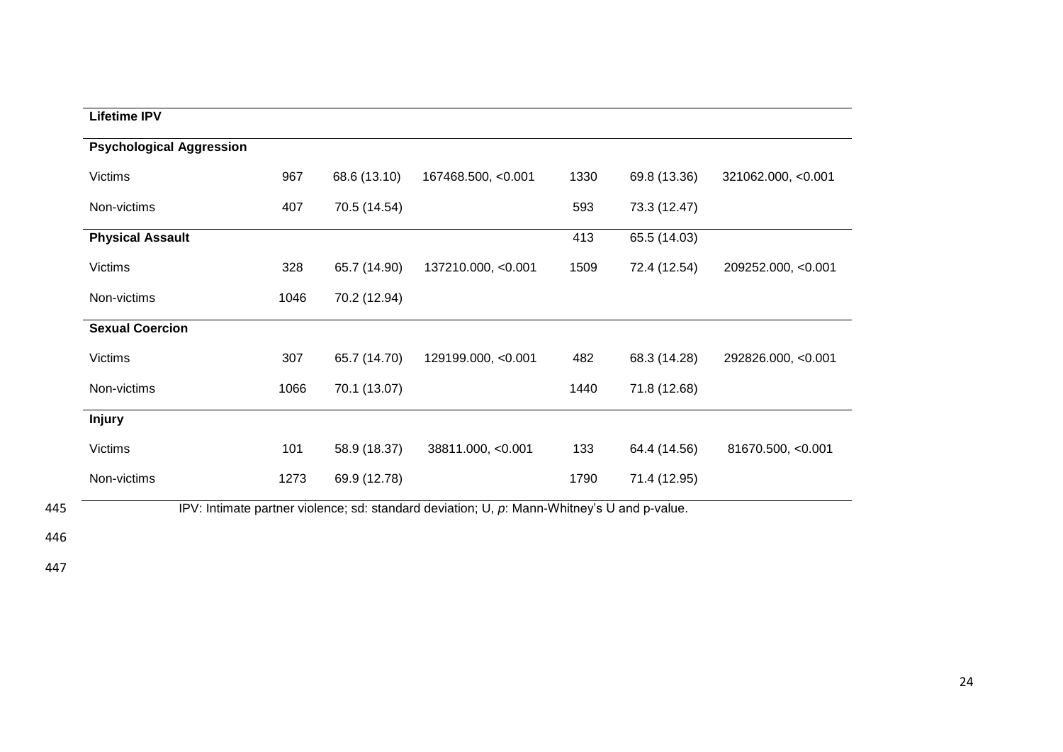| Lifetime IPV | | | | | | |
|---|---|---|---|---|---|---|
| **Psychological Aggression** | | | | | | |
| Victims | 967 | 68.6 (13.10) | 167468.500, <0.001 | 1330 | 69.8 (13.36) | 321062.000, <0.001 |
| Non-victims | 407 | 70.5 (14.54) | | 593 | 73.3 (12.47) | |
| **Physical Assault** | | | | 413 | 65.5 (14.03) | |
| Victims | 328 | 65.7 (14.90) | 137210.000, <0.001 | 1509 | 72.4 (12.54) | 209252.000, <0.001 |
| Non-victims | 1046 | 70.2 (12.94) | | | | |
| **Sexual Coercion** | | | | | | |
| Victims | 307 | 65.7 (14.70) | 129199.000, <0.001 | 482 | 68.3 (14.28) | 292826.000, <0.001 |
| Non-victims | 1066 | 70.1 (13.07) | | 1440 | 71.8 (12.68) | |
| **Injury** | | | | | | |
| Victims | 101 | 58.9 (18.37) | 38811.000, <0.001 | 133 | 64.4 (14.56) | 81670.500, <0.001 |
| Non-victims | 1273 | 69.9 (12.78) | | 1790 | 71.4 (12.95) | |

IPV: Intimate partner violence; sd: standard deviation; U, *p*: Mann-Whitney's U and p-value.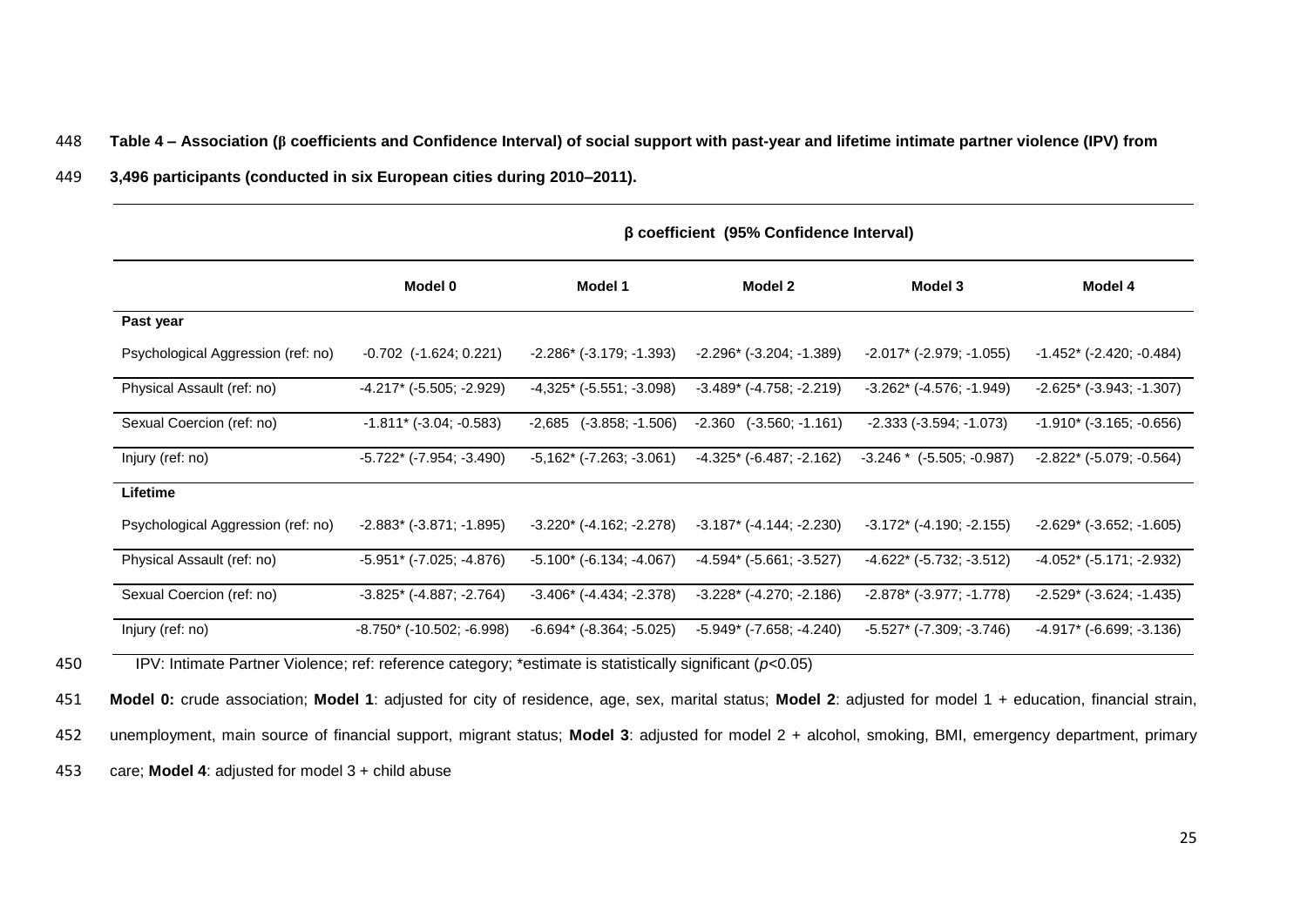**Table 4 – Association (β coefficients and Confidence Interval) of social support with past-year and lifetime intimate partner violence (IPV) from 3,496 participants (conducted in six European cities during 2010–2011).**

| | β coefficient (95% Confidence Interval) | | | | |
|---|---|---|---|---|---|
| | **Model 0** | **Model 1** | **Model 2** | **Model 3** | **Model 4** |
| **Past year** | | | | | |
| Psychological Aggression (ref: no) | -0.702 (-1.624; 0.221) | -2.286* (-3.179; -1.393) | -2.296* (-3.204; -1.389) | -2.017* (-2.979; -1.055) | -1.452* (-2.420; -0.484) |
| Physical Assault (ref: no) | -4.217* (-5.505; -2.929) | -4,325* (-5.551; -3.098) | -3.489* (-4.758; -2.219) | -3.262* (-4.576; -1.949) | -2.625* (-3.943; -1.307) |
| Sexual Coercion (ref: no) | -1.811* (-3.04; -0.583) | -2,685 (-3.858; -1.506) | -2.360 (-3.560; -1.161) | -2.333 (-3.594; -1.073) | -1.910* (-3.165; -0.656) |
| Injury (ref: no) | -5.722* (-7.954; -3.490) | -5,162* (-7.263; -3.061) | -4.325* (-6.487; -2.162) | -3.246 * (-5.505; -0.987) | -2.822* (-5.079; -0.564) |
| **Lifetime** | | | | | |
| Psychological Aggression (ref: no) | -2.883* (-3.871; -1.895) | -3.220* (-4.162; -2.278) | -3.187* (-4.144; -2.230) | -3.172* (-4.190; -2.155) | -2.629* (-3.652; -1.605) |
| Physical Assault (ref: no) | -5.951* (-7.025; -4.876) | -5.100* (-6.134; -4.067) | -4.594* (-5.661; -3.527) | -4.622* (-5.732; -3.512) | -4.052* (-5.171; -2.932) |
| Sexual Coercion (ref: no) | -3.825* (-4.887; -2.764) | -3.406* (-4.434; -2.378) | -3.228* (-4.270; -2.186) | -2.878* (-3.977; -1.778) | -2.529* (-3.624; -1.435) |
| Injury (ref: no) | -8.750* (-10.502; -6.998) | -6.694* (-8.364; -5.025) | -5.949* (-7.658; -4.240) | -5.527* (-7.309; -3.746) | -4.917* (-6.699; -3.136) |

IPV: Intimate Partner Violence; ref: reference category; *estimate is statistically significant (*p*<0.05)

**Model 0:** crude association; **Model 1**: adjusted for city of residence, age, sex, marital status; **Model 2**: adjusted for model 1 + education, financial strain, unemployment, main source of financial support, migrant status; **Model 3**: adjusted for model 2 + alcohol, smoking, BMI, emergency department, primary care; **Model 4**: adjusted for model 3 + child abuse